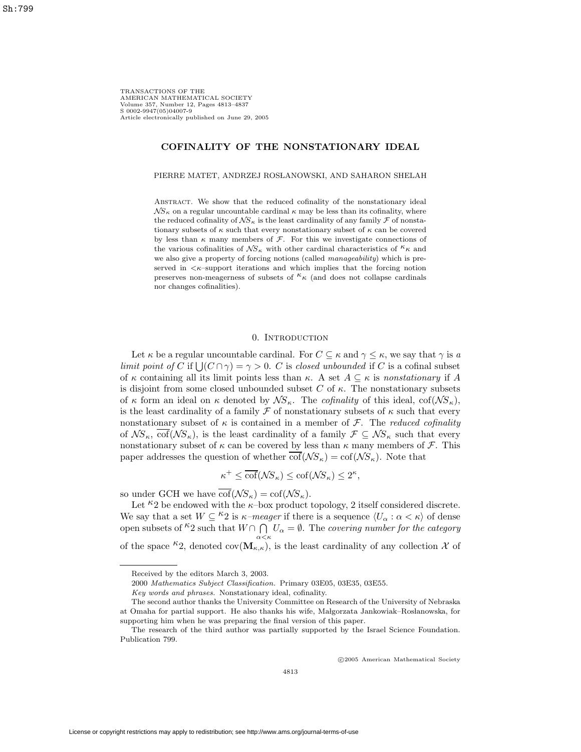# COFINALITY OF THE NONSTATIONARY IDEAL

PIERRE MATET, ANDRZEJ ROSŁANOWSKI, AND SAHARON SHELAH

ABSTRACT. We show that the reduced cofinality of the nonstationary ideal $\mathcal{NS}_\kappa$ on a regular uncountable cardinal $\kappa$ may be less than its cofinality, where the reduced cofinality of $\mathcal{NS}_\kappa$ is the least cardinality of any family $\mathcal{F}$ of nonstationary subsets of $\kappa$ such that every nonstationary subset of $\kappa$ can be covered by less than $\kappa$ many members of $\mathcal{F}$. For this we investigate connections of the various cofinalities of $\mathcal{NS}_\kappa$ with other cardinal characteristics of ${}^\kappa\kappa$ and we also give a property of forcing notions (called *manageability*) which is preserved in $<\kappa$–support iterations and which implies that the forcing notion preserves non-meagerness of subsets of ${}^\kappa\kappa$ (and does not collapse cardinals nor changes cofinalities).

## 0. INTRODUCTION

Let $\kappa$ be a regular uncountable cardinal. For $C \subseteq \kappa$ and $\gamma \leq \kappa$, we say that $\gamma$ is *a limit point of $C$* if $\bigcup(C \cap \gamma) = \gamma > 0$. $C$ is *closed unbounded* if $C$ is a cofinal subset of $\kappa$ containing all its limit points less than $\kappa$. A set $A \subseteq \kappa$ is *nonstationary* if $A$ is disjoint from some closed unbounded subset $C$ of $\kappa$. The nonstationary subsets of $\kappa$ form an ideal on $\kappa$ denoted by $\mathcal{NS}_\kappa$. The *cofinality* of this ideal, $\mathrm{cof}(\mathcal{NS}_\kappa)$, is the least cardinality of a family $\mathcal{F}$ of nonstationary subsets of $\kappa$ such that every nonstationary subset of $\kappa$ is contained in a member of $\mathcal{F}$. The *reduced cofinality* of $\mathcal{NS}_\kappa$, $\overline{\mathrm{cof}}(\mathcal{NS}_\kappa)$, is the least cardinality of a family $\mathcal{F} \subseteq \mathcal{NS}_\kappa$ such that every nonstationary subset of $\kappa$ can be covered by less than $\kappa$ many members of $\mathcal{F}$. This paper addresses the question of whether $\overline{\mathrm{cof}}(\mathcal{NS}_\kappa) = \mathrm{cof}(\mathcal{NS}_\kappa)$. Note that

$$\kappa^+ \leq \overline{\mathrm{cof}}(\mathcal{NS}_\kappa) \leq \mathrm{cof}(\mathcal{NS}_\kappa) \leq 2^\kappa,$$

so under GCH we have $\overline{\mathrm{cof}}(\mathcal{NS}_\kappa) = \mathrm{cof}(\mathcal{NS}_\kappa)$.

Let ${}^\kappa 2$ be endowed with the $\kappa$–box product topology, 2 itself considered discrete. We say that a set $W \subseteq {}^\kappa 2$ is *$\kappa$–meager* if there is a sequence $\langle U_\alpha : \alpha < \kappa \rangle$ of dense open subsets of ${}^\kappa 2$ such that $W \cap \bigcap\limits_{\alpha<\kappa} U_\alpha = \emptyset$. The *covering number for the category* of the space ${}^\kappa 2$, denoted $\mathrm{cov}(\mathbf{M}_{\kappa,\kappa})$, is the least cardinality of any collection $\mathcal{X}$ of

---

Received by the editors March 3, 2003.

2000 *Mathematics Subject Classification.* Primary 03E05, 03E35, 03E55.

*Key words and phrases.* Nonstationary ideal, cofinality.

The second author thanks the University Committee on Research of the University of Nebraska at Omaha for partial support. He also thanks his wife, Małgorzata Jankowiak–Rosłanowska, for supporting him when he was preparing the final version of this paper.

The research of the third author was partially supported by the Israel Science Foundation. Publication 799.

©2005 American Mathematical Society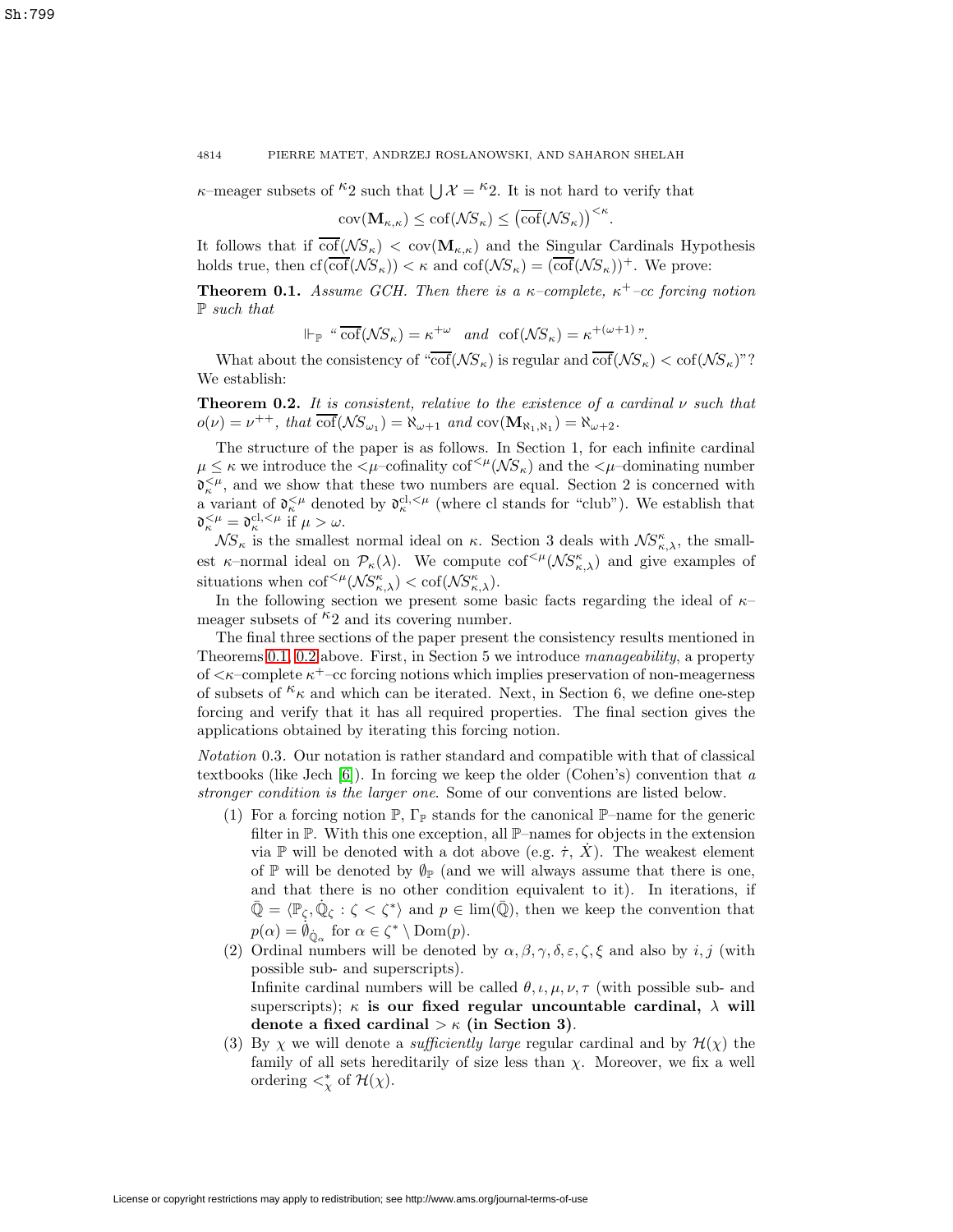$\kappa$–meager subsets of ${}^{\kappa}2$ such that $\bigcup\mathcal{X} = {}^{\kappa}2$. It is not hard to verify that

$$\mathrm{cov}(\mathbf{M}_{\kappa,\kappa}) \leq \mathrm{cof}(\mathcal{NS}_\kappa) \leq \left(\overline{\mathrm{cof}}(\mathcal{NS}_\kappa)\right)^{<\kappa}.$$

It follows that if $\overline{\mathrm{cof}}(\mathcal{NS}_\kappa) < \mathrm{cov}(\mathbf{M}_{\kappa,\kappa})$ and the Singular Cardinals Hypothesis holds true, then $\mathrm{cf}(\overline{\mathrm{cof}}(\mathcal{NS}_\kappa)) < \kappa$ and $\mathrm{cof}(\mathcal{NS}_\kappa) = (\overline{\mathrm{cof}}(\mathcal{NS}_\kappa))^+$. We prove:

**Theorem 0.1.** *Assume GCH. Then there is a $\kappa$–complete, $\kappa^+$–cc forcing notion $\mathbb{P}$ such that*

$$\Vdash_{\mathbb{P}} \text{“} \overline{\mathrm{cof}}(\mathcal{NS}_\kappa) = \kappa^{+\omega} \quad \textit{and} \quad \mathrm{cof}(\mathcal{NS}_\kappa) = \kappa^{+(\omega+1)}\text{”}.$$

What about the consistency of “$\overline{\mathrm{cof}}(\mathcal{NS}_\kappa)$ is regular and $\overline{\mathrm{cof}}(\mathcal{NS}_\kappa) < \mathrm{cof}(\mathcal{NS}_\kappa)$”? We establish:

**Theorem 0.2.** *It is consistent, relative to the existence of a cardinal $\nu$ such that $o(\nu) = \nu^{++}$, that $\overline{\mathrm{cof}}(\mathcal{NS}_{\omega_1}) = \aleph_{\omega+1}$ and $\mathrm{cov}(\mathbf{M}_{\aleph_1,\aleph_1}) = \aleph_{\omega+2}$.*

The structure of the paper is as follows. In Section 1, for each infinite cardinal $\mu \leq \kappa$ we introduce the $<\mu$–cofinality $\mathrm{cof}^{<\mu}(\mathcal{NS}_\kappa)$ and the $<\mu$–dominating number $\mathfrak{d}_\kappa^{<\mu}$, and we show that these two numbers are equal. Section 2 is concerned with a variant of $\mathfrak{d}_\kappa^{<\mu}$ denoted by $\mathfrak{d}_\kappa^{\mathrm{cl},<\mu}$ (where cl stands for “club”). We establish that $\mathfrak{d}_\kappa^{<\mu} = \mathfrak{d}_\kappa^{\mathrm{cl},<\mu}$ if $\mu > \omega$.

$\mathcal{NS}_\kappa$ is the smallest normal ideal on $\kappa$. Section 3 deals with $\mathcal{NS}_{\kappa,\lambda}^{\kappa}$, the smallest $\kappa$–normal ideal on $\mathcal{P}_\kappa(\lambda)$. We compute $\mathrm{cof}^{<\mu}(\mathcal{NS}_{\kappa,\lambda}^{\kappa})$ and give examples of situations when $\mathrm{cof}^{<\mu}(\mathcal{NS}_{\kappa,\lambda}^{\kappa}) < \mathrm{cof}(\mathcal{NS}_{\kappa,\lambda}^{\kappa})$.

In the following section we present some basic facts regarding the ideal of $\kappa$–meager subsets of ${}^{\kappa}2$ and its covering number.

The final three sections of the paper present the consistency results mentioned in Theorems 0.1, 0.2 above. First, in Section 5 we introduce *manageability*, a property of $<\kappa$–complete $\kappa^+$–cc forcing notions which implies preservation of non-meagerness of subsets of ${}^{\kappa}\kappa$ and which can be iterated. Next, in Section 6, we define one-step forcing and verify that it has all required properties. The final section gives the applications obtained by iterating this forcing notion.

*Notation* 0.3. Our notation is rather standard and compatible with that of classical textbooks (like Jech [6]). In forcing we keep the older (Cohen's) convention that *a stronger condition is the larger one*. Some of our conventions are listed below.

1. For a forcing notion $\mathbb{P}$, $\Gamma_{\mathbb{P}}$ stands for the canonical $\mathbb{P}$–name for the generic filter in $\mathbb{P}$. With this one exception, all $\mathbb{P}$–names for objects in the extension via $\mathbb{P}$ will be denoted with a dot above (e.g. $\dot{\tau}$, $\dot{X}$). The weakest element of $\mathbb{P}$ will be denoted by $\emptyset_{\mathbb{P}}$ (and we will always assume that there is one, and that there is no other condition equivalent to it). In iterations, if $\bar{\mathbb{Q}} = \langle \mathbb{P}_\zeta, \dot{\mathbb{Q}}_\zeta : \zeta < \zeta^* \rangle$ and $p \in \lim(\bar{\mathbb{Q}})$, then we keep the convention that $p(\alpha) = \dot{\emptyset}_{\dot{\mathbb{Q}}_\alpha}$ for $\alpha \in \zeta^* \setminus \mathrm{Dom}(p)$.
2. Ordinal numbers will be denoted by $\alpha, \beta, \gamma, \delta, \varepsilon, \zeta, \xi$ and also by $i, j$ (with possible sub- and superscripts).
   Infinite cardinal numbers will be called $\theta, \iota, \mu, \nu, \tau$ (with possible sub- and superscripts); **$\kappa$ is our fixed regular uncountable cardinal, $\lambda$ will denote a fixed cardinal $> \kappa$ (in Section 3)**.
3. By $\chi$ we will denote a *sufficiently large* regular cardinal and by $\mathcal{H}(\chi)$ the family of all sets hereditarily of size less than $\chi$. Moreover, we fix a well ordering $<^*_\chi$ of $\mathcal{H}(\chi)$.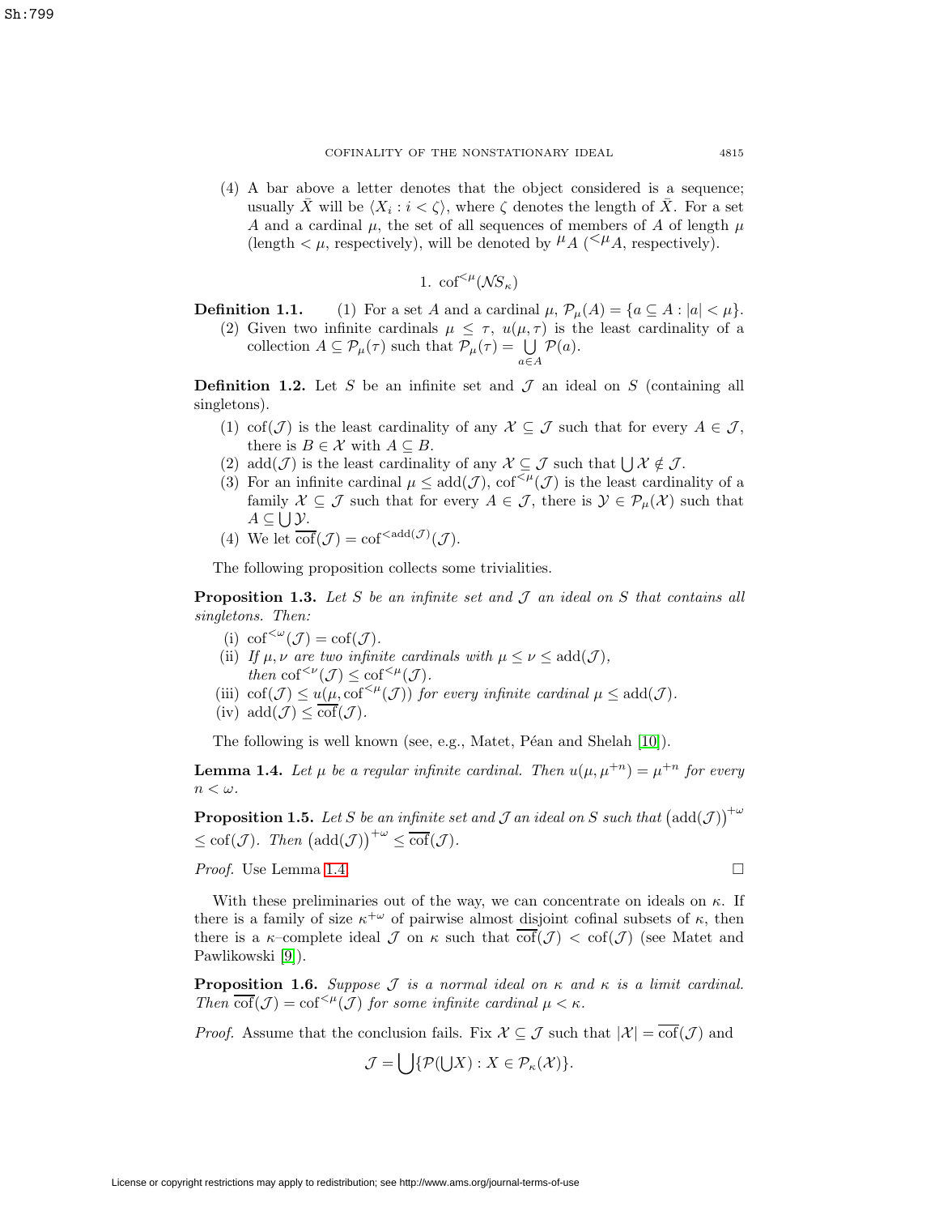(4) A bar above a letter denotes that the object considered is a sequence; usually $\bar{X}$ will be $\langle X_i : i < \zeta \rangle$, where $\zeta$ denotes the length of $\bar{X}$. For a set $A$ and a cardinal $\mu$, the set of all sequences of members of $A$ of length $\mu$ (length $< \mu$, respectively), will be denoted by ${}^{\mu}A$ (${}^{<\mu}A$, respectively).

## 1. $\mathrm{cof}^{<\mu}(\mathcal{NS}_\kappa)$

**Definition 1.1.** (1) For a set $A$ and a cardinal $\mu$, $\mathcal{P}_\mu(A) = \{a \subseteq A : |a| < \mu\}$.

(2) Given two infinite cardinals $\mu \leq \tau$, $u(\mu, \tau)$ is the least cardinality of a collection $A \subseteq \mathcal{P}_\mu(\tau)$ such that $\mathcal{P}_\mu(\tau) = \bigcup_{a \in A} \mathcal{P}(a)$.

**Definition 1.2.** Let $S$ be an infinite set and $\mathcal{J}$ an ideal on $S$ (containing all singletons).

(1) $\mathrm{cof}(\mathcal{J})$ is the least cardinality of any $\mathcal{X} \subseteq \mathcal{J}$ such that for every $A \in \mathcal{J}$, there is $B \in \mathcal{X}$ with $A \subseteq B$.

(2) $\mathrm{add}(\mathcal{J})$ is the least cardinality of any $\mathcal{X} \subseteq \mathcal{J}$ such that $\bigcup \mathcal{X} \notin \mathcal{J}$.

(3) For an infinite cardinal $\mu \leq \mathrm{add}(\mathcal{J})$, $\mathrm{cof}^{<\mu}(\mathcal{J})$ is the least cardinality of a family $\mathcal{X} \subseteq \mathcal{J}$ such that for every $A \in \mathcal{J}$, there is $\mathcal{Y} \in \mathcal{P}_\mu(\mathcal{X})$ such that $A \subseteq \bigcup \mathcal{Y}$.

(4) We let $\overline{\mathrm{cof}}(\mathcal{J}) = \mathrm{cof}^{<\mathrm{add}(\mathcal{J})}(\mathcal{J})$.

The following proposition collects some trivialities.

**Proposition 1.3.** *Let $S$ be an infinite set and $\mathcal{J}$ an ideal on $S$ that contains all singletons. Then:*

(i) $\mathrm{cof}^{<\omega}(\mathcal{J}) = \mathrm{cof}(\mathcal{J})$.

(ii) *If $\mu, \nu$ are two infinite cardinals with $\mu \leq \nu \leq \mathrm{add}(\mathcal{J})$, then $\mathrm{cof}^{<\nu}(\mathcal{J}) \leq \mathrm{cof}^{<\mu}(\mathcal{J})$.*

(iii) $\mathrm{cof}(\mathcal{J}) \leq u(\mu, \mathrm{cof}^{<\mu}(\mathcal{J}))$ *for every infinite cardinal $\mu \leq \mathrm{add}(\mathcal{J})$.*

(iv) $\mathrm{add}(\mathcal{J}) \leq \overline{\mathrm{cof}}(\mathcal{J})$.

The following is well known (see, e.g., Matet, Péan and Shelah [10]).

**Lemma 1.4.** *Let $\mu$ be a regular infinite cardinal. Then $u(\mu, \mu^{+n}) = \mu^{+n}$ for every $n < \omega$.*

**Proposition 1.5.** *Let $S$ be an infinite set and $\mathcal{J}$ an ideal on $S$ such that $\left(\mathrm{add}(\mathcal{J})\right)^{+\omega} \leq \mathrm{cof}(\mathcal{J})$. Then $\left(\mathrm{add}(\mathcal{J})\right)^{+\omega} \leq \overline{\mathrm{cof}}(\mathcal{J})$.*

*Proof.* Use Lemma 1.4. □

With these preliminaries out of the way, we can concentrate on ideals on $\kappa$. If there is a family of size $\kappa^{+\omega}$ of pairwise almost disjoint cofinal subsets of $\kappa$, then there is a $\kappa$–complete ideal $\mathcal{J}$ on $\kappa$ such that $\overline{\mathrm{cof}}(\mathcal{J}) < \mathrm{cof}(\mathcal{J})$ (see Matet and Pawlikowski [9]).

**Proposition 1.6.** *Suppose $\mathcal{J}$ is a normal ideal on $\kappa$ and $\kappa$ is a limit cardinal. Then $\overline{\mathrm{cof}}(\mathcal{J}) = \mathrm{cof}^{<\mu}(\mathcal{J})$ for some infinite cardinal $\mu < \kappa$.*

*Proof.* Assume that the conclusion fails. Fix $\mathcal{X} \subseteq \mathcal{J}$ such that $|\mathcal{X}| = \overline{\mathrm{cof}}(\mathcal{J})$ and

$$\mathcal{J} = \bigcup \{\mathcal{P}(\bigcup X) : X \in \mathcal{P}_\kappa(\mathcal{X})\}.$$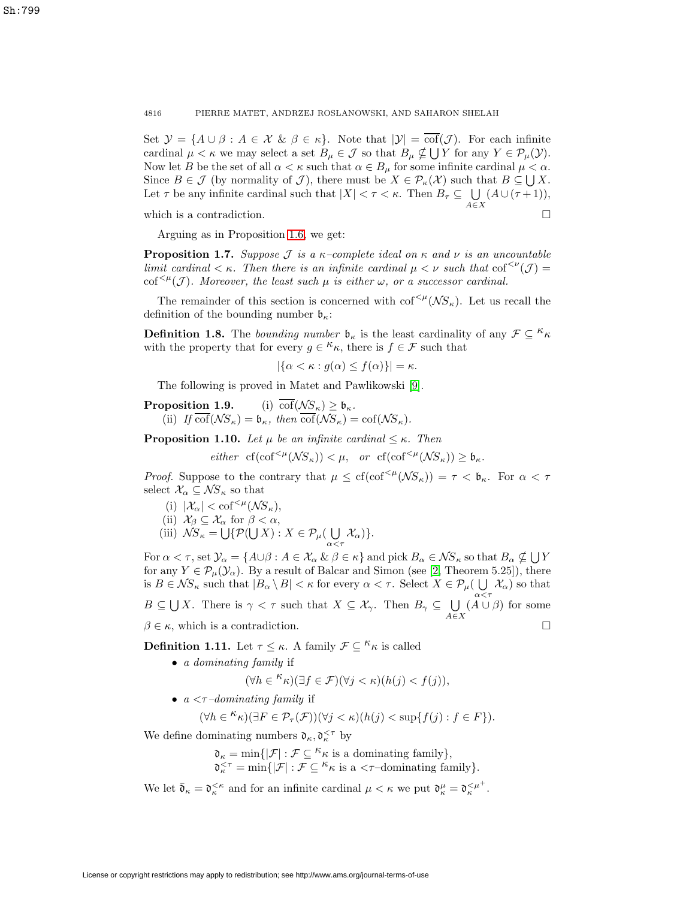Set $\mathcal{Y} = \{A \cup \beta : A \in \mathcal{X} \ \&\ \beta \in \kappa\}$. Note that $|\mathcal{Y}| = \overline{\mathrm{cof}}(\mathcal{J})$. For each infinite cardinal $\mu < \kappa$ we may select a set $B_\mu \in \mathcal{J}$ so that $B_\mu \not\subseteq \bigcup Y$ for any $Y \in \mathcal{P}_\mu(\mathcal{Y})$. Now let $B$ be the set of all $\alpha < \kappa$ such that $\alpha \in B_\mu$ for some infinite cardinal $\mu < \alpha$. Since $B \in \mathcal{J}$ (by normality of $\mathcal{J}$), there must be $X \in \mathcal{P}_\kappa(\mathcal{X})$ such that $B \subseteq \bigcup X$. Let $\tau$ be any infinite cardinal such that $|X| < \tau < \kappa$. Then $B_\tau \subseteq \bigcup\limits_{A \in X} (A \cup (\tau+1))$, which is a contradiction. $\square$

Arguing as in Proposition 1.6, we get:

**Proposition 1.7.** *Suppose $\mathcal{J}$ is a $\kappa$–complete ideal on $\kappa$ and $\nu$ is an uncountable limit cardinal $< \kappa$. Then there is an infinite cardinal $\mu < \nu$ such that $\mathrm{cof}^{<\nu}(\mathcal{J}) = \mathrm{cof}^{<\mu}(\mathcal{J})$. Moreover, the least such $\mu$ is either $\omega$, or a successor cardinal.*

The remainder of this section is concerned with $\mathrm{cof}^{<\mu}(\mathcal{NS}_\kappa)$. Let us recall the definition of the bounding number $\mathfrak{b}_\kappa$:

**Definition 1.8.** The *bounding number* $\mathfrak{b}_\kappa$ is the least cardinality of any $\mathcal{F} \subseteq {}^\kappa\kappa$ with the property that for every $g \in {}^\kappa\kappa$, there is $f \in \mathcal{F}$ such that

$$|\{\alpha < \kappa : g(\alpha) \leq f(\alpha)\}| = \kappa.$$

The following is proved in Matet and Pawlikowski [9].

**Proposition 1.9.** (i) $\overline{\mathrm{cof}}(\mathcal{NS}_\kappa) \geq \mathfrak{b}_\kappa$.
(ii) *If $\overline{\mathrm{cof}}(\mathcal{NS}_\kappa) = \mathfrak{b}_\kappa$, then $\overline{\mathrm{cof}}(\mathcal{NS}_\kappa) = \mathrm{cof}(\mathcal{NS}_\kappa)$.*

**Proposition 1.10.** *Let $\mu$ be an infinite cardinal $\leq \kappa$. Then*

$$\textit{either}\ \ \mathrm{cf}(\mathrm{cof}^{<\mu}(\mathcal{NS}_\kappa)) < \mu, \quad \textit{or}\ \ \mathrm{cf}(\mathrm{cof}^{<\mu}(\mathcal{NS}_\kappa)) \geq \mathfrak{b}_\kappa.$$

*Proof.* Suppose to the contrary that $\mu \leq \mathrm{cf}(\mathrm{cof}^{<\mu}(\mathcal{NS}_\kappa)) = \tau < \mathfrak{b}_\kappa$. For $\alpha < \tau$ select $\mathcal{X}_\alpha \subseteq \mathcal{NS}_\kappa$ so that

(i) $|\mathcal{X}_\alpha| < \mathrm{cof}^{<\mu}(\mathcal{NS}_\kappa)$,
(ii) $\mathcal{X}_\beta \subseteq \mathcal{X}_\alpha$ for $\beta < \alpha$,
(iii) $\mathcal{NS}_\kappa = \bigcup\{\mathcal{P}(\bigcup X) : X \in \mathcal{P}_\mu(\bigcup\limits_{\alpha<\tau} \mathcal{X}_\alpha)\}$.

For $\alpha < \tau$, set $\mathcal{Y}_\alpha = \{A \cup \beta : A \in \mathcal{X}_\alpha \ \&\ \beta \in \kappa\}$ and pick $B_\alpha \in \mathcal{NS}_\kappa$ so that $B_\alpha \not\subseteq \bigcup Y$ for any $Y \in \mathcal{P}_\mu(\mathcal{Y}_\alpha)$. By a result of Balcar and Simon (see [2, Theorem 5.25]), there is $B \in \mathcal{NS}_\kappa$ such that $|B_\alpha \setminus B| < \kappa$ for every $\alpha < \tau$. Select $X \in \mathcal{P}_\mu(\bigcup\limits_{\alpha<\tau} \mathcal{X}_\alpha)$ so that $B \subseteq \bigcup X$. There is $\gamma < \tau$ such that $X \subseteq \mathcal{X}_\gamma$. Then $B_\gamma \subseteq \bigcup\limits_{A \in X} (A \cup \beta)$ for some $\beta \in \kappa$, which is a contradiction. $\square$

**Definition 1.11.** Let $\tau \leq \kappa$. A family $\mathcal{F} \subseteq {}^\kappa\kappa$ is called

- *a dominating family* if
$$(\forall h \in {}^\kappa\kappa)(\exists f \in \mathcal{F})(\forall j < \kappa)(h(j) < f(j)),$$
- *a $<\tau$–dominating family* if
$$(\forall h \in {}^\kappa\kappa)(\exists F \in \mathcal{P}_\tau(\mathcal{F}))(\forall j < \kappa)(h(j) < \sup\{f(j) : f \in F\}).$$

We define dominating numbers $\mathfrak{d}_\kappa, \mathfrak{d}_\kappa^{<\tau}$ by

$$\mathfrak{d}_\kappa = \min\{|\mathcal{F}| : \mathcal{F} \subseteq {}^\kappa\kappa \text{ is a dominating family}\},$$
$$\mathfrak{d}_\kappa^{<\tau} = \min\{|\mathcal{F}| : \mathcal{F} \subseteq {}^\kappa\kappa \text{ is a } <\tau\text{–dominating family}\}.$$

We let $\bar{\mathfrak{d}}_\kappa = \mathfrak{d}_\kappa^{<\kappa}$ and for an infinite cardinal $\mu < \kappa$ we put $\mathfrak{d}_\kappa^\mu = \mathfrak{d}_\kappa^{<\mu^+}$.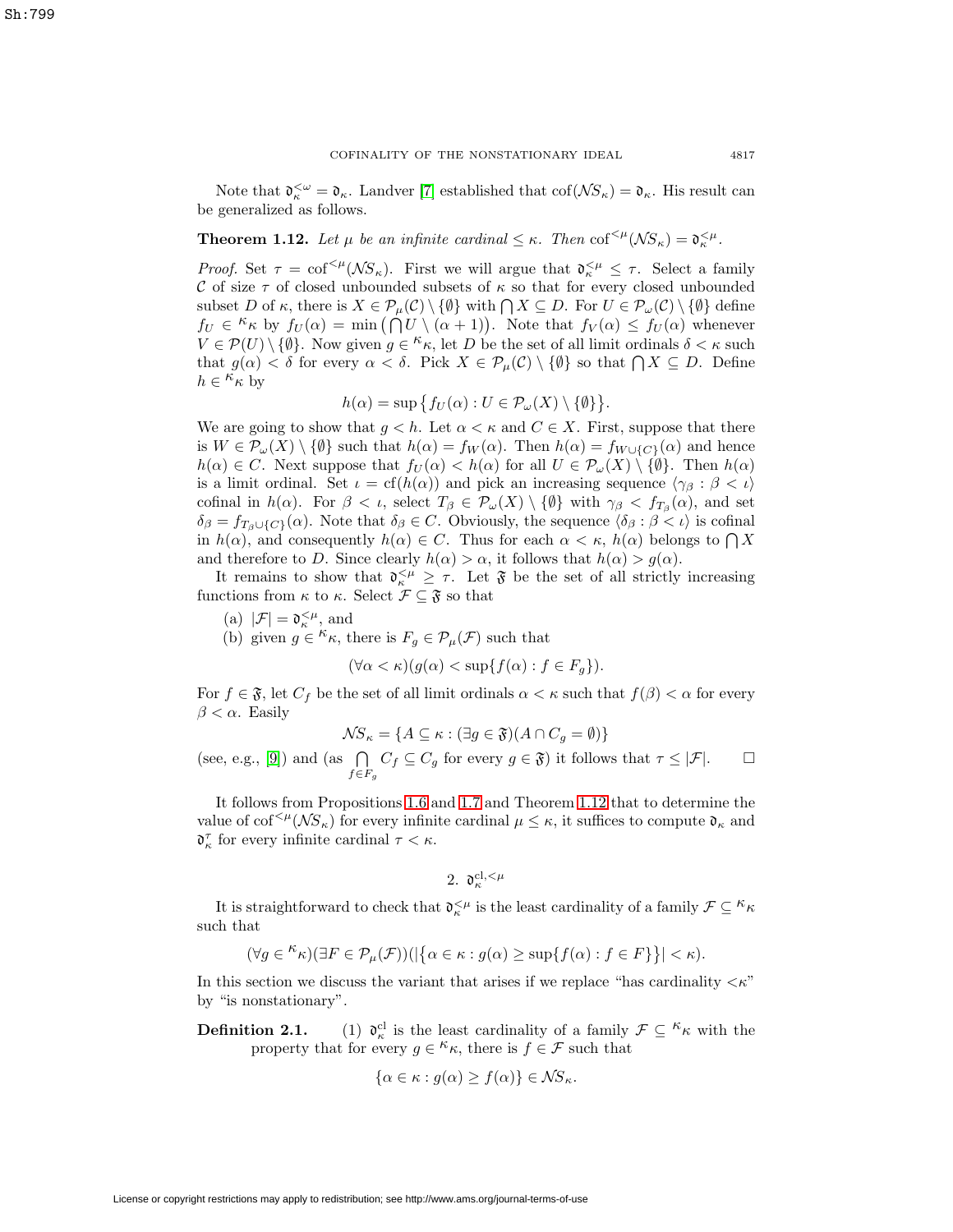Note that $\mathfrak{d}_\kappa^{<\omega} = \mathfrak{d}_\kappa$. Landver [7] established that $\operatorname{cof}(\mathcal{NS}_\kappa) = \mathfrak{d}_\kappa$. His result can be generalized as follows.

**Theorem 1.12.** *Let $\mu$ be an infinite cardinal $\leq \kappa$. Then $\operatorname{cof}^{<\mu}(\mathcal{NS}_\kappa) = \mathfrak{d}_\kappa^{<\mu}$.*

*Proof.* Set $\tau = \operatorname{cof}^{<\mu}(\mathcal{NS}_\kappa)$. First we will argue that $\mathfrak{d}_\kappa^{<\mu} \leq \tau$. Select a family $\mathcal{C}$ of size $\tau$ of closed unbounded subsets of $\kappa$ so that for every closed unbounded subset $D$ of $\kappa$, there is $X \in \mathcal{P}_\mu(\mathcal{C}) \setminus \{\emptyset\}$ with $\bigcap X \subseteq D$. For $U \in \mathcal{P}_\omega(\mathcal{C}) \setminus \{\emptyset\}$ define $f_U \in {}^\kappa\kappa$ by $f_U(\alpha) = \min\left(\bigcap U \setminus (\alpha + 1)\right)$. Note that $f_V(\alpha) \leq f_U(\alpha)$ whenever $V \in \mathcal{P}(U) \setminus \{\emptyset\}$. Now given $g \in {}^\kappa\kappa$, let $D$ be the set of all limit ordinals $\delta < \kappa$ such that $g(\alpha) < \delta$ for every $\alpha < \delta$. Pick $X \in \mathcal{P}_\mu(\mathcal{C}) \setminus \{\emptyset\}$ so that $\bigcap X \subseteq D$. Define $h \in {}^\kappa\kappa$ by

$$h(\alpha) = \sup\left\{f_U(\alpha) : U \in \mathcal{P}_\omega(X) \setminus \{\emptyset\}\right\}.$$

We are going to show that $g < h$. Let $\alpha < \kappa$ and $C \in X$. First, suppose that there is $W \in \mathcal{P}_\omega(X) \setminus \{\emptyset\}$ such that $h(\alpha) = f_W(\alpha)$. Then $h(\alpha) = f_{W \cup \{C\}}(\alpha)$ and hence $h(\alpha) \in C$. Next suppose that $f_U(\alpha) < h(\alpha)$ for all $U \in \mathcal{P}_\omega(X) \setminus \{\emptyset\}$. Then $h(\alpha)$ is a limit ordinal. Set $\iota = \operatorname{cf}(h(\alpha))$ and pick an increasing sequence $\langle \gamma_\beta : \beta < \iota \rangle$ cofinal in $h(\alpha)$. For $\beta < \iota$, select $T_\beta \in \mathcal{P}_\omega(X) \setminus \{\emptyset\}$ with $\gamma_\beta < f_{T_\beta}(\alpha)$, and set $\delta_\beta = f_{T_\beta \cup \{C\}}(\alpha)$. Note that $\delta_\beta \in C$. Obviously, the sequence $\langle \delta_\beta : \beta < \iota \rangle$ is cofinal in $h(\alpha)$, and consequently $h(\alpha) \in C$. Thus for each $\alpha < \kappa$, $h(\alpha)$ belongs to $\bigcap X$ and therefore to $D$. Since clearly $h(\alpha) > \alpha$, it follows that $h(\alpha) > g(\alpha)$.

It remains to show that $\mathfrak{d}_\kappa^{<\mu} \geq \tau$. Let $\mathfrak{F}$ be the set of all strictly increasing functions from $\kappa$ to $\kappa$. Select $\mathcal{F} \subseteq \mathfrak{F}$ so that

(a) $|\mathcal{F}| = \mathfrak{d}_\kappa^{<\mu}$, and
(b) given $g \in {}^\kappa\kappa$, there is $F_g \in \mathcal{P}_\mu(\mathcal{F})$ such that

$$(\forall \alpha < \kappa)(g(\alpha) < \sup\{f(\alpha) : f \in F_g\}).$$

For $f \in \mathfrak{F}$, let $C_f$ be the set of all limit ordinals $\alpha < \kappa$ such that $f(\beta) < \alpha$ for every $\beta < \alpha$. Easily

$$\mathcal{NS}_\kappa = \{A \subseteq \kappa : (\exists g \in \mathfrak{F})(A \cap C_g = \emptyset)\}$$

(see, e.g., [9]) and (as $\bigcap_{f \in F_g} C_f \subseteq C_g$ for every $g \in \mathfrak{F}$) it follows that $\tau \leq |\mathcal{F}|$. $\square$

It follows from Propositions 1.6 and 1.7 and Theorem 1.12 that to determine the value of $\operatorname{cof}^{<\mu}(\mathcal{NS}_\kappa)$ for every infinite cardinal $\mu \leq \kappa$, it suffices to compute $\mathfrak{d}_\kappa$ and $\mathfrak{d}_\kappa^\tau$ for every infinite cardinal $\tau < \kappa$.

## 2. $\mathfrak{d}_\kappa^{\mathrm{cl},<\mu}$

It is straightforward to check that $\mathfrak{d}_\kappa^{<\mu}$ is the least cardinality of a family $\mathcal{F} \subseteq {}^\kappa\kappa$ such that

$$(\forall g \in {}^\kappa\kappa)(\exists F \in \mathcal{P}_\mu(\mathcal{F}))(\left|\left\{\alpha \in \kappa : g(\alpha) \geq \sup\{f(\alpha) : f \in F\}\right\}\right| < \kappa).$$

In this section we discuss the variant that arises if we replace "has cardinality $<\kappa$" by "is nonstationary".

**Definition 2.1.** (1) $\mathfrak{d}_\kappa^{\mathrm{cl}}$ is the least cardinality of a family $\mathcal{F} \subseteq {}^\kappa\kappa$ with the property that for every $g \in {}^\kappa\kappa$, there is $f \in \mathcal{F}$ such that

$$\{\alpha \in \kappa : g(\alpha) \geq f(\alpha)\} \in \mathcal{NS}_\kappa.$$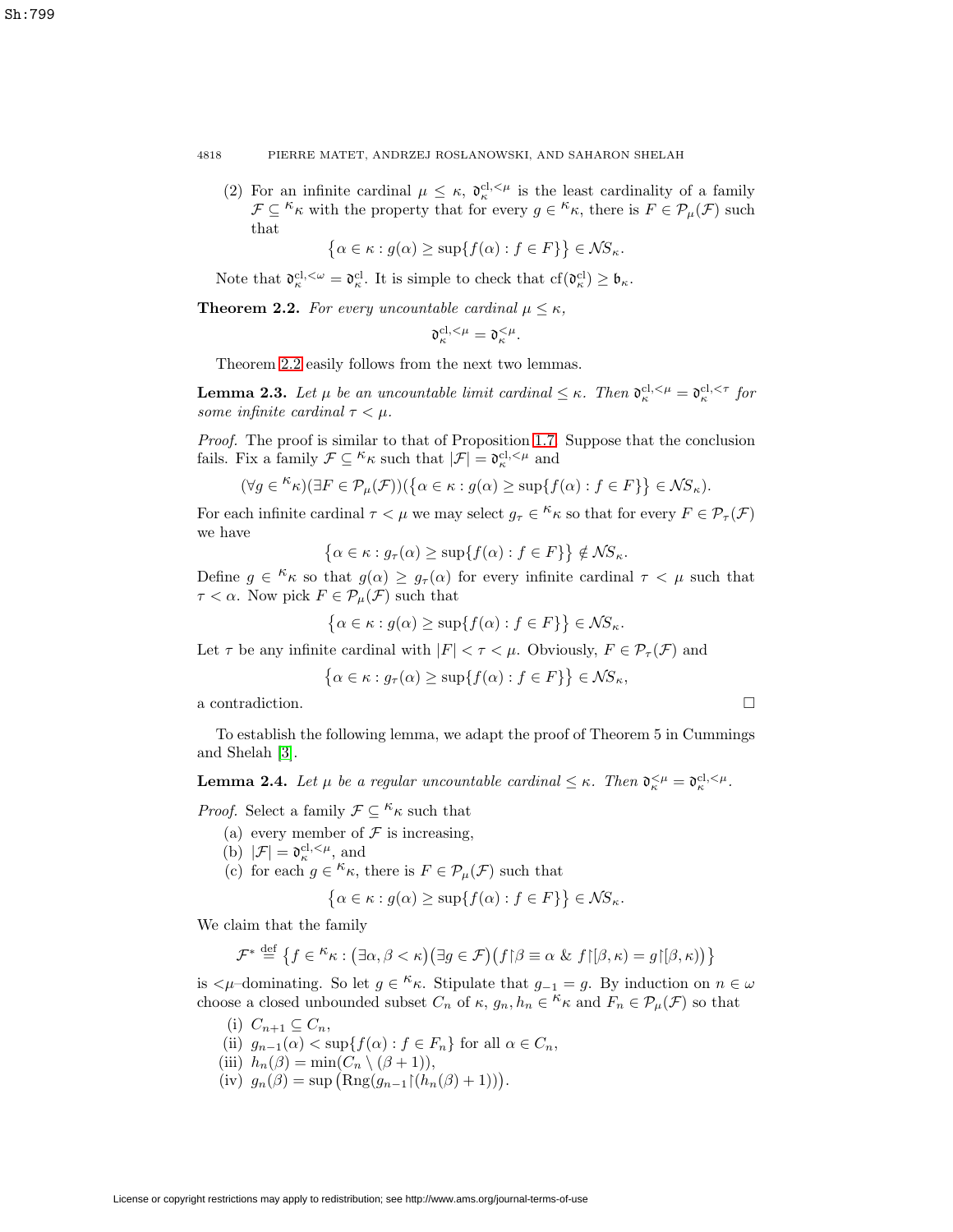(2) For an infinite cardinal $\mu \leq \kappa$, $\mathfrak{d}_\kappa^{\mathrm{cl},<\mu}$ is the least cardinality of a family $\mathcal{F} \subseteq {}^\kappa\kappa$ with the property that for every $g \in {}^\kappa\kappa$, there is $F \in \mathcal{P}_\mu(\mathcal{F})$ such that

$$\big\{\alpha \in \kappa : g(\alpha) \geq \sup\{f(\alpha) : f \in F\}\big\} \in \mathcal{NS}_\kappa.$$

Note that $\mathfrak{d}_\kappa^{\mathrm{cl},<\omega} = \mathfrak{d}_\kappa^{\mathrm{cl}}$. It is simple to check that $\mathrm{cf}(\mathfrak{d}_\kappa^{\mathrm{cl}}) \geq \mathfrak{b}_\kappa$.

**Theorem 2.2.** *For every uncountable cardinal $\mu \leq \kappa$,*

$$\mathfrak{d}_\kappa^{\mathrm{cl},<\mu} = \mathfrak{d}_\kappa^{<\mu}.$$

Theorem 2.2 easily follows from the next two lemmas.

**Lemma 2.3.** *Let $\mu$ be an uncountable limit cardinal $\leq \kappa$. Then $\mathfrak{d}_\kappa^{\mathrm{cl},<\mu} = \mathfrak{d}_\kappa^{\mathrm{cl},<\tau}$ for some infinite cardinal $\tau < \mu$.*

*Proof.* The proof is similar to that of Proposition 1.7. Suppose that the conclusion fails. Fix a family $\mathcal{F} \subseteq {}^\kappa\kappa$ such that $|\mathcal{F}| = \mathfrak{d}_\kappa^{\mathrm{cl},<\mu}$ and

$$(\forall g \in {}^\kappa\kappa)(\exists F \in \mathcal{P}_\mu(\mathcal{F}))(\big\{\alpha \in \kappa : g(\alpha) \geq \sup\{f(\alpha) : f \in F\}\big\} \in \mathcal{NS}_\kappa).$$

For each infinite cardinal $\tau < \mu$ we may select $g_\tau \in {}^\kappa\kappa$ so that for every $F \in \mathcal{P}_\tau(\mathcal{F})$ we have

$$\big\{\alpha \in \kappa : g_\tau(\alpha) \geq \sup\{f(\alpha) : f \in F\}\big\} \notin \mathcal{NS}_\kappa.$$

Define $g \in {}^\kappa\kappa$ so that $g(\alpha) \geq g_\tau(\alpha)$ for every infinite cardinal $\tau < \mu$ such that $\tau < \alpha$. Now pick $F \in \mathcal{P}_\mu(\mathcal{F})$ such that

$$\big\{\alpha \in \kappa : g(\alpha) \geq \sup\{f(\alpha) : f \in F\}\big\} \in \mathcal{NS}_\kappa.$$

Let $\tau$ be any infinite cardinal with $|F| < \tau < \mu$. Obviously, $F \in \mathcal{P}_\tau(\mathcal{F})$ and

$$\big\{\alpha \in \kappa : g_\tau(\alpha) \geq \sup\{f(\alpha) : f \in F\}\big\} \in \mathcal{NS}_\kappa,$$

a contradiction. $\square$

To establish the following lemma, we adapt the proof of Theorem 5 in Cummings and Shelah [3].

**Lemma 2.4.** *Let $\mu$ be a regular uncountable cardinal $\leq \kappa$. Then $\mathfrak{d}_\kappa^{<\mu} = \mathfrak{d}_\kappa^{\mathrm{cl},<\mu}$.*

*Proof.* Select a family $\mathcal{F} \subseteq {}^\kappa\kappa$ such that

(a) every member of $\mathcal{F}$ is increasing,
(b) $|\mathcal{F}| = \mathfrak{d}_\kappa^{\mathrm{cl},<\mu}$, and
(c) for each $g \in {}^\kappa\kappa$, there is $F \in \mathcal{P}_\mu(\mathcal{F})$ such that

$$\big\{\alpha \in \kappa : g(\alpha) \geq \sup\{f(\alpha) : f \in F\}\big\} \in \mathcal{NS}_\kappa.$$

We claim that the family

$$\mathcal{F}^* \stackrel{\mathrm{def}}{=} \big\{f \in {}^\kappa\kappa : \big(\exists \alpha, \beta < \kappa\big)\big(\exists g \in \mathcal{F}\big)\big(f{\restriction}\beta \equiv \alpha \ \&\ f{\restriction}[\beta,\kappa) = g{\restriction}[\beta,\kappa)\big)\big\}$$

is $<\mu$–dominating. So let $g \in {}^\kappa\kappa$. Stipulate that $g_{-1} = g$. By induction on $n \in \omega$ choose a closed unbounded subset $C_n$ of $\kappa$, $g_n, h_n \in {}^\kappa\kappa$ and $F_n \in \mathcal{P}_\mu(\mathcal{F})$ so that

(i) $C_{n+1} \subseteq C_n$,
(ii) $g_{n-1}(\alpha) < \sup\{f(\alpha) : f \in F_n\}$ for all $\alpha \in C_n$,
(iii) $h_n(\beta) = \min(C_n \setminus (\beta + 1))$,
(iv) $g_n(\beta) = \sup\big(\mathrm{Rng}(g_{n-1}{\restriction}(h_n(\beta) + 1))\big)$.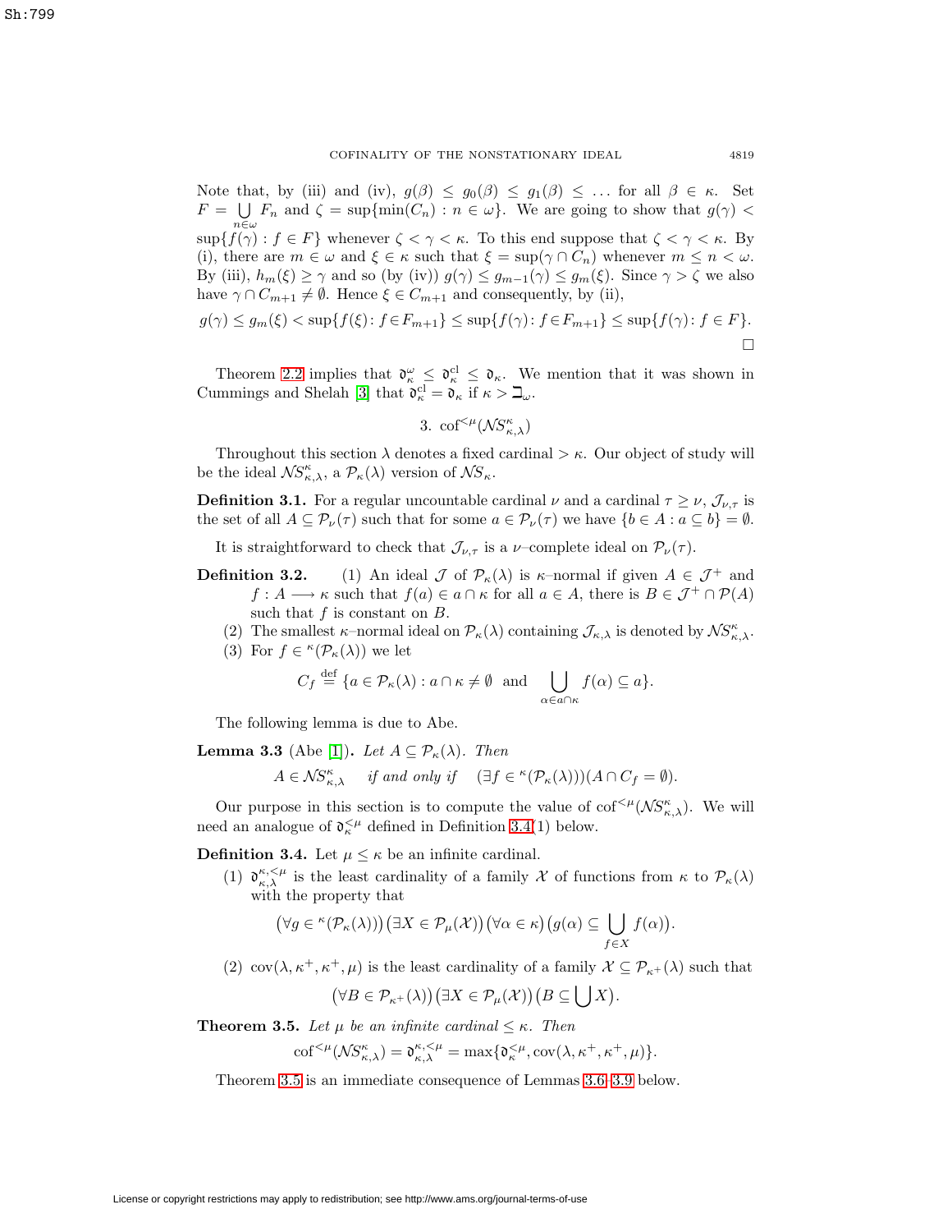Note that, by (iii) and (iv), $g(\beta) \leq g_0(\beta) \leq g_1(\beta) \leq \ldots$ for all $\beta \in \kappa$. Set $F = \bigcup_{n\in\omega} F_n$ and $\zeta = \sup\{\min(C_n) : n \in \omega\}$. We are going to show that $g(\gamma) < \sup\{f(\gamma) : f \in F\}$ whenever $\zeta < \gamma < \kappa$. To this end suppose that $\zeta < \gamma < \kappa$. By (i), there are $m \in \omega$ and $\xi \in \kappa$ such that $\xi = \sup(\gamma \cap C_n)$ whenever $m \leq n < \omega$. By (iii), $h_m(\xi) \geq \gamma$ and so (by (iv)) $g(\gamma) \leq g_{m-1}(\gamma) \leq g_m(\xi)$. Since $\gamma > \zeta$ we also have $\gamma \cap C_{m+1} \neq \emptyset$. Hence $\xi \in C_{m+1}$ and consequently, by (ii),

$$g(\gamma) \leq g_m(\xi) < \sup\{f(\xi) : f \in F_{m+1}\} \leq \sup\{f(\gamma) : f \in F_{m+1}\} \leq \sup\{f(\gamma) : f \in F\}.$$

□

Theorem 2.2 implies that $\mathfrak{d}^{\omega}_{\kappa} \leq \mathfrak{d}^{\rm cl}_{\kappa} \leq \mathfrak{d}_{\kappa}$. We mention that it was shown in Cummings and Shelah [3] that $\mathfrak{d}^{\rm cl}_{\kappa} = \mathfrak{d}_{\kappa}$ if $\kappa > \beth_{\omega}$.

## 3. $\mathrm{cof}^{<\mu}(\mathcal{NS}^{\kappa}_{\kappa,\lambda})$

Throughout this section $\lambda$ denotes a fixed cardinal $> \kappa$. Our object of study will be the ideal $\mathcal{NS}^{\kappa}_{\kappa,\lambda}$, a $\mathcal{P}_{\kappa}(\lambda)$ version of $\mathcal{NS}_{\kappa}$.

**Definition 3.1.** For a regular uncountable cardinal $\nu$ and a cardinal $\tau \geq \nu$, $\mathcal{J}_{\nu,\tau}$ is the set of all $A \subseteq \mathcal{P}_{\nu}(\tau)$ such that for some $a \in \mathcal{P}_{\nu}(\tau)$ we have $\{b \in A : a \subseteq b\} = \emptyset$.

It is straightforward to check that $\mathcal{J}_{\nu,\tau}$ is a $\nu$–complete ideal on $\mathcal{P}_{\nu}(\tau)$.

**Definition 3.2.**
1. An ideal $\mathcal{J}$ of $\mathcal{P}_{\kappa}(\lambda)$ is $\kappa$–normal if given $A \in \mathcal{J}^+$ and $f : A \longrightarrow \kappa$ such that $f(a) \in a \cap \kappa$ for all $a \in A$, there is $B \in \mathcal{J}^+ \cap \mathcal{P}(A)$ such that $f$ is constant on $B$.
2. The smallest $\kappa$–normal ideal on $\mathcal{P}_{\kappa}(\lambda)$ containing $\mathcal{J}_{\kappa,\lambda}$ is denoted by $\mathcal{NS}^{\kappa}_{\kappa,\lambda}$.
3. For $f \in {}^{\kappa}(\mathcal{P}_{\kappa}(\lambda))$ we let

$$C_f \stackrel{\rm def}{=} \{a \in \mathcal{P}_{\kappa}(\lambda) : a \cap \kappa \neq \emptyset \ \text{ and } \bigcup_{\alpha\in a\cap\kappa} f(\alpha) \subseteq a\}.$$

The following lemma is due to Abe.

**Lemma 3.3** (Abe [1])**.** *Let $A \subseteq \mathcal{P}_{\kappa}(\lambda)$. Then*

$$A \in \mathcal{NS}^{\kappa}_{\kappa,\lambda} \quad \text{if and only if} \quad (\exists f \in {}^{\kappa}(\mathcal{P}_{\kappa}(\lambda)))(A \cap C_f = \emptyset).$$

Our purpose in this section is to compute the value of $\mathrm{cof}^{<\mu}(\mathcal{NS}^{\kappa}_{\kappa,\lambda})$. We will need an analogue of $\mathfrak{d}^{<\mu}_{\kappa}$ defined in Definition 3.4(1) below.

**Definition 3.4.** Let $\mu \leq \kappa$ be an infinite cardinal.
1. $\mathfrak{d}^{\kappa,<\mu}_{\kappa,\lambda}$ is the least cardinality of a family $\mathcal{X}$ of functions from $\kappa$ to $\mathcal{P}_{\kappa}(\lambda)$ with the property that

$$\big(\forall g \in {}^{\kappa}(\mathcal{P}_{\kappa}(\lambda))\big)\big(\exists X \in \mathcal{P}_{\mu}(\mathcal{X})\big)\big(\forall \alpha \in \kappa\big)\big(g(\alpha) \subseteq \bigcup_{f\in X} f(\alpha)\big).$$

2. $\mathrm{cov}(\lambda, \kappa^+, \kappa^+, \mu)$ is the least cardinality of a family $\mathcal{X} \subseteq \mathcal{P}_{\kappa^+}(\lambda)$ such that

$$\big(\forall B \in \mathcal{P}_{\kappa^+}(\lambda)\big)\big(\exists X \in \mathcal{P}_{\mu}(\mathcal{X})\big)\big(B \subseteq \bigcup X\big).$$

**Theorem 3.5.** *Let $\mu$ be an infinite cardinal $\leq \kappa$. Then*

$$\mathrm{cof}^{<\mu}(\mathcal{NS}^{\kappa}_{\kappa,\lambda}) = \mathfrak{d}^{\kappa,<\mu}_{\kappa,\lambda} = \max\{\mathfrak{d}^{<\mu}_{\kappa}, \mathrm{cov}(\lambda, \kappa^+, \kappa^+, \mu)\}.$$

Theorem 3.5 is an immediate consequence of Lemmas 3.6–3.9 below.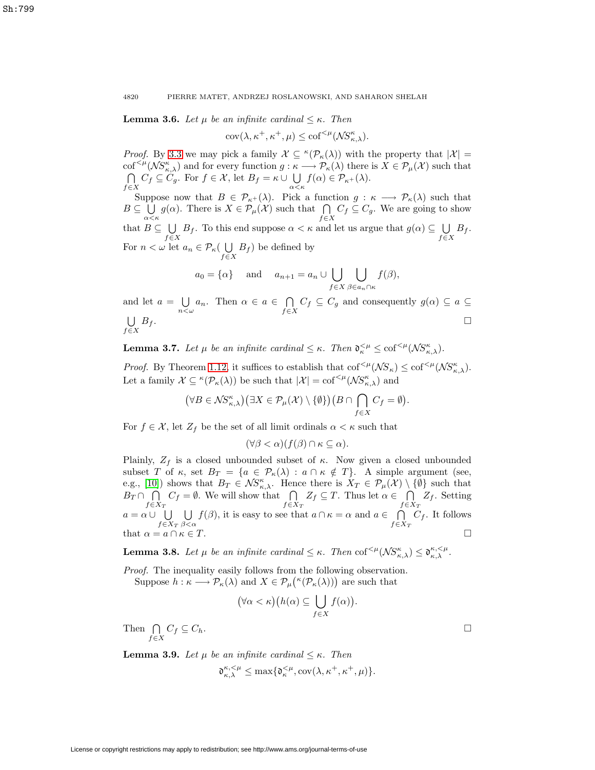**Lemma 3.6.** *Let $\mu$ be an infinite cardinal $\leq \kappa$. Then*

$$\mathrm{cov}(\lambda, \kappa^+, \kappa^+, \mu) \leq \mathrm{cof}^{<\mu}(\mathcal{NS}^{\kappa}_{\kappa,\lambda}).$$

*Proof.* By 3.3 we may pick a family $\mathcal{X} \subseteq {}^{\kappa}(\mathcal{P}_\kappa(\lambda))$ with the property that $|\mathcal{X}| = \mathrm{cof}^{<\mu}(\mathcal{NS}^{\kappa}_{\kappa,\lambda})$ and for every function $g : \kappa \longrightarrow \mathcal{P}_\kappa(\lambda)$ there is $X \in \mathcal{P}_\mu(\mathcal{X})$ such that $\bigcap_{f \in X} C_f \subseteq C_g$. For $f \in \mathcal{X}$, let $B_f = \kappa \cup \bigcup_{\alpha<\kappa} f(\alpha) \in \mathcal{P}_{\kappa^+}(\lambda)$.

Suppose now that $B \in \mathcal{P}_{\kappa^+}(\lambda)$. Pick a function $g : \kappa \longrightarrow \mathcal{P}_\kappa(\lambda)$ such that $B \subseteq \bigcup_{\alpha<\kappa} g(\alpha)$. There is $X \in \mathcal{P}_\mu(\mathcal{X})$ such that $\bigcap_{f \in X} C_f \subseteq C_g$. We are going to show that $B \subseteq \bigcup_{f \in X} B_f$. To this end suppose $\alpha < \kappa$ and let us argue that $g(\alpha) \subseteq \bigcup_{f \in X} B_f$. For $n < \omega$ let $a_n \in \mathcal{P}_\kappa(\bigcup_{f \in X} B_f)$ be defined by

$$a_0 = \{\alpha\} \quad \text{and} \quad a_{n+1} = a_n \cup \bigcup_{f \in X} \bigcup_{\beta \in a_n \cap \kappa} f(\beta),$$

and let $a = \bigcup_{n<\omega} a_n$. Then $\alpha \in a \in \bigcap_{f \in X} C_f \subseteq C_g$ and consequently $g(\alpha) \subseteq a \subseteq \bigcup_{f \in X} B_f$. $\square$

**Lemma 3.7.** *Let $\mu$ be an infinite cardinal $\leq \kappa$. Then $\mathfrak{d}^{<\mu}_{\kappa} \leq \mathrm{cof}^{<\mu}(\mathcal{NS}^{\kappa}_{\kappa,\lambda})$.*

*Proof.* By Theorem 1.12, it suffices to establish that $\mathrm{cof}^{<\mu}(\mathcal{NS}_\kappa) \leq \mathrm{cof}^{<\mu}(\mathcal{NS}^{\kappa}_{\kappa,\lambda})$. Let a family $\mathcal{X} \subseteq {}^{\kappa}(\mathcal{P}_\kappa(\lambda))$ be such that $|\mathcal{X}| = \mathrm{cof}^{<\mu}(\mathcal{NS}^{\kappa}_{\kappa,\lambda})$ and

$$(\forall B \in \mathcal{NS}^{\kappa}_{\kappa,\lambda})(\exists X \in \mathcal{P}_\mu(\mathcal{X}) \setminus \{\emptyset\})(B \cap \bigcap_{f \in X} C_f = \emptyset).$$

For $f \in \mathcal{X}$, let $Z_f$ be the set of all limit ordinals $\alpha < \kappa$ such that

$$(\forall \beta < \alpha)(f(\beta) \cap \kappa \subseteq \alpha).$$

Plainly, $Z_f$ is a closed unbounded subset of $\kappa$. Now given a closed unbounded subset $T$ of $\kappa$, set $B_T = \{a \in \mathcal{P}_\kappa(\lambda) : a \cap \kappa \notin T\}$. A simple argument (see, e.g., [10]) shows that $B_T \in \mathcal{NS}^{\kappa}_{\kappa,\lambda}$. Hence there is $X_T \in \mathcal{P}_\mu(\mathcal{X}) \setminus \{\emptyset\}$ such that $B_T \cap \bigcap_{f \in X_T} C_f = \emptyset$. We will show that $\bigcap_{f \in X_T} Z_f \subseteq T$. Thus let $\alpha \in \bigcap_{f \in X_T} Z_f$. Setting $a = \alpha \cup \bigcup_{f \in X_T} \bigcup_{\beta<\alpha} f(\beta)$, it is easy to see that $a \cap \kappa = \alpha$ and $a \in \bigcap_{f \in X_T} C_f$. It follows that $\alpha = a \cap \kappa \in T$. $\square$

**Lemma 3.8.** *Let $\mu$ be an infinite cardinal $\leq \kappa$. Then $\mathrm{cof}^{<\mu}(\mathcal{NS}^{\kappa}_{\kappa,\lambda}) \leq \mathfrak{d}^{\kappa,<\mu}_{\kappa,\lambda}$.*

*Proof.* The inequality easily follows from the following observation.

Suppose $h : \kappa \longrightarrow \mathcal{P}_\kappa(\lambda)$ and $X \in \mathcal{P}_\mu\big({}^{\kappa}(\mathcal{P}_\kappa(\lambda))\big)$ are such that

$$(\forall \alpha < \kappa)\big(h(\alpha) \subseteq \bigcup_{f \in X} f(\alpha)\big).$$

Then $\bigcap_{f \in X} C_f \subseteq C_h$. $\square$

**Lemma 3.9.** *Let $\mu$ be an infinite cardinal $\leq \kappa$. Then*

$$\mathfrak{d}^{\kappa,<\mu}_{\kappa,\lambda} \leq \max\{\mathfrak{d}^{<\mu}_{\kappa}, \mathrm{cov}(\lambda, \kappa^+, \kappa^+, \mu)\}.$$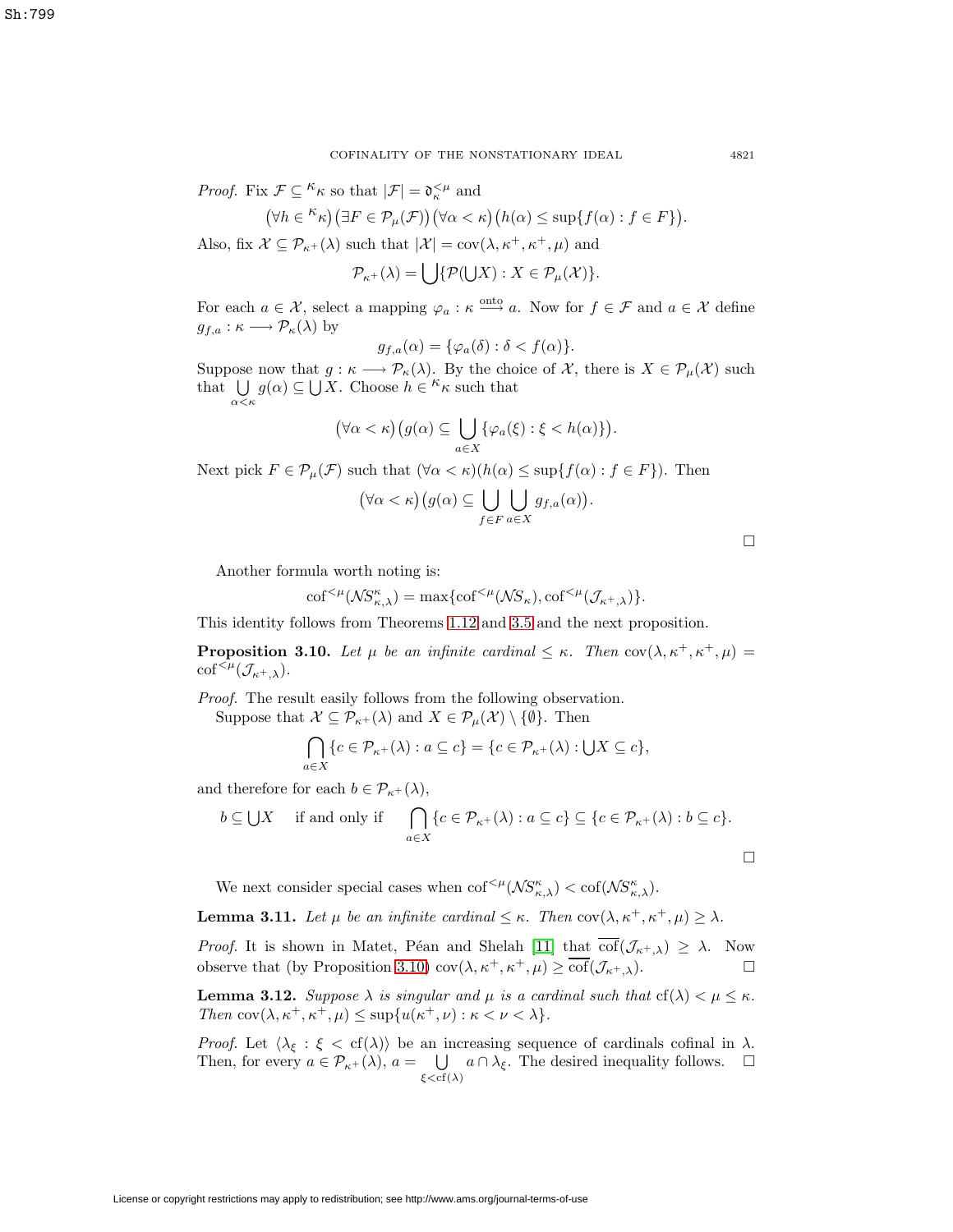*Proof.* Fix $\mathcal{F} \subseteq {}^{\kappa}\kappa$ so that $|\mathcal{F}| = \mathfrak{d}_{\kappa}^{<\mu}$ and

$$\big(\forall h \in {}^{\kappa}\kappa\big)\big(\exists F \in \mathcal{P}_{\mu}(\mathcal{F})\big)\big(\forall \alpha < \kappa\big)\big(h(\alpha) \leq \sup\{f(\alpha) : f \in F\}\big).$$

Also, fix $\mathcal{X} \subseteq \mathcal{P}_{\kappa^+}(\lambda)$ such that $|\mathcal{X}| = \operatorname{cov}(\lambda, \kappa^+, \kappa^+, \mu)$ and

$$\mathcal{P}_{\kappa^+}(\lambda) = \bigcup\{\mathcal{P}(\bigcup X) : X \in \mathcal{P}_{\mu}(\mathcal{X})\}.$$

For each $a \in \mathcal{X}$, select a mapping $\varphi_a : \kappa \overset{\text{onto}}{\longrightarrow} a$. Now for $f \in \mathcal{F}$ and $a \in \mathcal{X}$ define $g_{f,a} : \kappa \longrightarrow \mathcal{P}_{\kappa}(\lambda)$ by

$$g_{f,a}(\alpha) = \{\varphi_a(\delta) : \delta < f(\alpha)\}.$$

Suppose now that $g : \kappa \longrightarrow \mathcal{P}_{\kappa}(\lambda)$. By the choice of $\mathcal{X}$, there is $X \in \mathcal{P}_{\mu}(\mathcal{X})$ such that $\bigcup_{\alpha<\kappa} g(\alpha) \subseteq \bigcup X$. Choose $h \in {}^{\kappa}\kappa$ such that

$$\big(\forall \alpha < \kappa\big)\big(g(\alpha) \subseteq \bigcup_{a\in X}\{\varphi_a(\xi) : \xi < h(\alpha)\}\big).$$

Next pick $F \in \mathcal{P}_{\mu}(\mathcal{F})$ such that $(\forall \alpha < \kappa)(h(\alpha) \leq \sup\{f(\alpha) : f \in F\})$. Then

$$\big(\forall \alpha < \kappa\big)\big(g(\alpha) \subseteq \bigcup_{f\in F}\bigcup_{a\in X} g_{f,a}(\alpha)\big).$$

□

Another formula worth noting is:

$$\operatorname{cof}^{<\mu}(\mathcal{NS}^{\kappa}_{\kappa,\lambda}) = \max\{\operatorname{cof}^{<\mu}(\mathcal{NS}_{\kappa}), \operatorname{cof}^{<\mu}(\mathcal{J}_{\kappa^+,\lambda})\}.$$

This identity follows from Theorems 1.12 and 3.5 and the next proposition.

**Proposition 3.10.** *Let $\mu$ be an infinite cardinal $\leq \kappa$. Then $\operatorname{cov}(\lambda, \kappa^+, \kappa^+, \mu) = \operatorname{cof}^{<\mu}(\mathcal{J}_{\kappa^+,\lambda})$.*

*Proof.* The result easily follows from the following observation.

Suppose that $\mathcal{X} \subseteq \mathcal{P}_{\kappa^+}(\lambda)$ and $X \in \mathcal{P}_{\mu}(\mathcal{X}) \setminus \{\emptyset\}$. Then

$$\bigcap_{a\in X}\{c \in \mathcal{P}_{\kappa^+}(\lambda) : a \subseteq c\} = \{c \in \mathcal{P}_{\kappa^+}(\lambda) : \bigcup X \subseteq c\},$$

and therefore for each $b \in \mathcal{P}_{\kappa^+}(\lambda)$,

$$b \subseteq \bigcup X \quad \text{ if and only if } \quad \bigcap_{a\in X}\{c \in \mathcal{P}_{\kappa^+}(\lambda) : a \subseteq c\} \subseteq \{c \in \mathcal{P}_{\kappa^+}(\lambda) : b \subseteq c\}.$$

□

We next consider special cases when $\operatorname{cof}^{<\mu}(\mathcal{NS}^{\kappa}_{\kappa,\lambda}) < \operatorname{cof}(\mathcal{NS}^{\kappa}_{\kappa,\lambda})$.

**Lemma 3.11.** *Let $\mu$ be an infinite cardinal $\leq \kappa$. Then $\operatorname{cov}(\lambda, \kappa^+, \kappa^+, \mu) \geq \lambda$.*

*Proof.* It is shown in Matet, Péan and Shelah [11] that $\overline{\operatorname{cof}}(\mathcal{J}_{\kappa^+,\lambda}) \geq \lambda$. Now observe that (by Proposition 3.10) $\operatorname{cov}(\lambda, \kappa^+, \kappa^+, \mu) \geq \overline{\operatorname{cof}}(\mathcal{J}_{\kappa^+,\lambda})$. □

**Lemma 3.12.** *Suppose $\lambda$ is singular and $\mu$ is a cardinal such that $\operatorname{cf}(\lambda) < \mu \leq \kappa$. Then $\operatorname{cov}(\lambda, \kappa^+, \kappa^+, \mu) \leq \sup\{u(\kappa^+, \nu) : \kappa < \nu < \lambda\}$.*

*Proof.* Let $\langle \lambda_{\xi} : \xi < \operatorname{cf}(\lambda)\rangle$ be an increasing sequence of cardinals cofinal in $\lambda$. Then, for every $a \in \mathcal{P}_{\kappa^+}(\lambda)$, $a = \bigcup_{\xi<\operatorname{cf}(\lambda)} a \cap \lambda_{\xi}$. The desired inequality follows. □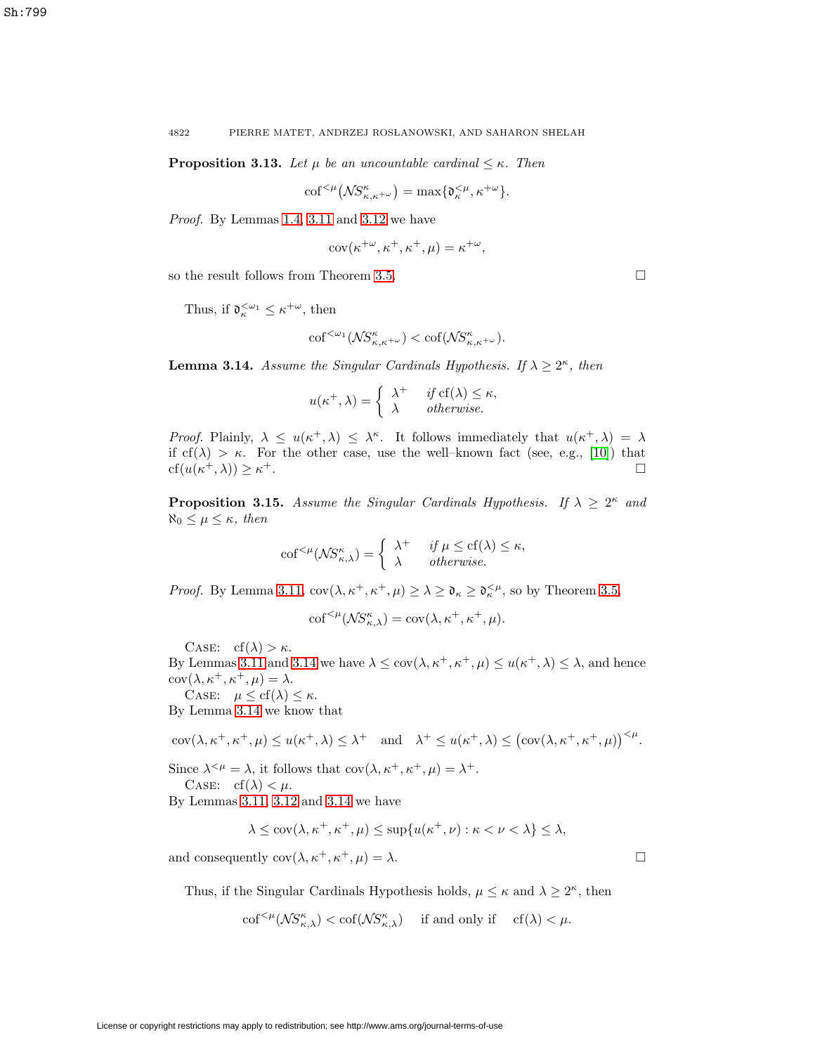**Proposition 3.13.** *Let $\mu$ be an uncountable cardinal $\le \kappa$. Then*

$$\mathrm{cof}^{<\mu}\big(\mathcal{NS}^{\kappa}_{\kappa,\kappa^{+\omega}}\big) = \max\{\mathfrak{d}^{<\mu}_{\kappa}, \kappa^{+\omega}\}.$$

*Proof.* By Lemmas 1.4, 3.11 and 3.12 we have

$$\mathrm{cov}(\kappa^{+\omega}, \kappa^{+}, \kappa^{+}, \mu) = \kappa^{+\omega},$$

so the result follows from Theorem 3.5. □

Thus, if $\mathfrak{d}^{<\omega_1}_{\kappa} \le \kappa^{+\omega}$, then

$$\mathrm{cof}^{<\omega_1}(\mathcal{NS}^{\kappa}_{\kappa,\kappa^{+\omega}}) < \mathrm{cof}(\mathcal{NS}^{\kappa}_{\kappa,\kappa^{+\omega}}).$$

**Lemma 3.14.** *Assume the Singular Cardinals Hypothesis. If $\lambda \ge 2^{\kappa}$, then*

$$u(\kappa^{+}, \lambda) = \begin{cases} \lambda^{+} & \text{if } \mathrm{cf}(\lambda) \le \kappa, \\ \lambda & \text{otherwise.} \end{cases}$$

*Proof.* Plainly, $\lambda \le u(\kappa^{+}, \lambda) \le \lambda^{\kappa}$. It follows immediately that $u(\kappa^{+}, \lambda) = \lambda$ if $\mathrm{cf}(\lambda) > \kappa$. For the other case, use the well–known fact (see, e.g., [10]) that $\mathrm{cf}(u(\kappa^{+}, \lambda)) \ge \kappa^{+}$. □

**Proposition 3.15.** *Assume the Singular Cardinals Hypothesis. If $\lambda \ge 2^{\kappa}$ and $\aleph_0 \le \mu \le \kappa$, then*

$$\mathrm{cof}^{<\mu}(\mathcal{NS}^{\kappa}_{\kappa,\lambda}) = \begin{cases} \lambda^{+} & \text{if } \mu \le \mathrm{cf}(\lambda) \le \kappa, \\ \lambda & \text{otherwise.} \end{cases}$$

*Proof.* By Lemma 3.11, $\mathrm{cov}(\lambda, \kappa^{+}, \kappa^{+}, \mu) \ge \lambda \ge \mathfrak{d}_{\kappa} \ge \mathfrak{d}^{<\mu}_{\kappa}$, so by Theorem 3.5,

$$\mathrm{cof}^{<\mu}(\mathcal{NS}^{\kappa}_{\kappa,\lambda}) = \mathrm{cov}(\lambda, \kappa^{+}, \kappa^{+}, \mu).$$

Case: $\mathrm{cf}(\lambda) > \kappa$.
By Lemmas 3.11 and 3.14 we have $\lambda \le \mathrm{cov}(\lambda, \kappa^{+}, \kappa^{+}, \mu) \le u(\kappa^{+}, \lambda) \le \lambda$, and hence $\mathrm{cov}(\lambda, \kappa^{+}, \kappa^{+}, \mu) = \lambda$.

Case: $\mu \le \mathrm{cf}(\lambda) \le \kappa$.
By Lemma 3.14 we know that

$$\mathrm{cov}(\lambda, \kappa^{+}, \kappa^{+}, \mu) \le u(\kappa^{+}, \lambda) \le \lambda^{+} \quad \text{and} \quad \lambda^{+} \le u(\kappa^{+}, \lambda) \le \big(\mathrm{cov}(\lambda, \kappa^{+}, \kappa^{+}, \mu)\big)^{<\mu}.$$

Since $\lambda^{<\mu} = \lambda$, it follows that $\mathrm{cov}(\lambda, \kappa^{+}, \kappa^{+}, \mu) = \lambda^{+}$.

Case: $\mathrm{cf}(\lambda) < \mu$.
By Lemmas 3.11, 3.12 and 3.14 we have

$$\lambda \le \mathrm{cov}(\lambda, \kappa^{+}, \kappa^{+}, \mu) \le \sup\{u(\kappa^{+}, \nu) : \kappa < \nu < \lambda\} \le \lambda,$$

and consequently $\mathrm{cov}(\lambda, \kappa^{+}, \kappa^{+}, \mu) = \lambda$. □

Thus, if the Singular Cardinals Hypothesis holds, $\mu \le \kappa$ and $\lambda \ge 2^{\kappa}$, then

$$\mathrm{cof}^{<\mu}(\mathcal{NS}^{\kappa}_{\kappa,\lambda}) < \mathrm{cof}(\mathcal{NS}^{\kappa}_{\kappa,\lambda}) \quad \text{if and only if} \quad \mathrm{cf}(\lambda) < \mu.$$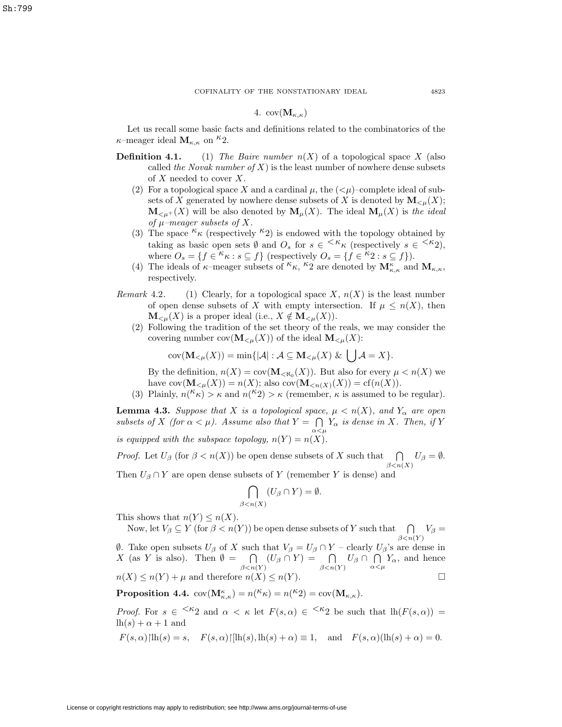## 4. $\text{cov}(\mathbf{M}_{\kappa,\kappa})$

Let us recall some basic facts and definitions related to the combinatorics of the $\kappa$–meager ideal $\mathbf{M}_{\kappa,\kappa}$ on ${}^{\kappa}2$.

**Definition 4.1.** (1) *The Baire number $n(X)$ of a topological space $X$ (also called the Novak number of $X$) is the least number of nowhere dense subsets of $X$ needed to cover $X$.*

(2) For a topological space $X$ and a cardinal $\mu$, the $(<\mu)$–complete ideal of subsets of $X$ generated by nowhere dense subsets of $X$ is denoted by $\mathbf{M}_{<\mu}(X)$; $\mathbf{M}_{<\mu^+}(X)$ will be also denoted by $\mathbf{M}_{\mu}(X)$. The ideal $\mathbf{M}_{\mu}(X)$ is *the ideal of $\mu$–meager subsets of $X$*.

(3) The space ${}^{\kappa}\kappa$ (respectively ${}^{\kappa}2$) is endowed with the topology obtained by taking as basic open sets $\emptyset$ and $O_s$ for $s \in {}^{<\kappa}\kappa$ (respectively $s \in {}^{<\kappa}2$), where $O_s = \{f \in {}^{\kappa}\kappa : s \subseteq f\}$ (respectively $O_s = \{f \in {}^{\kappa}2 : s \subseteq f\}$).

(4) The ideals of $\kappa$–meager subsets of ${}^{\kappa}\kappa$, ${}^{\kappa}2$ are denoted by $\mathbf{M}^{\kappa}_{\kappa,\kappa}$ and $\mathbf{M}_{\kappa,\kappa}$, respectively.

*Remark* 4.2. (1) Clearly, for a topological space $X$, $n(X)$ is the least number of open dense subsets of $X$ with empty intersection. If $\mu \leq n(X)$, then $\mathbf{M}_{<\mu}(X)$ is a proper ideal (i.e., $X \notin \mathbf{M}_{<\mu}(X)$).

(2) Following the tradition of the set theory of the reals, we may consider the covering number $\text{cov}(\mathbf{M}_{<\mu}(X))$ of the ideal $\mathbf{M}_{<\mu}(X)$:

$$\text{cov}(\mathbf{M}_{<\mu}(X)) = \min\{|\mathcal{A}| : \mathcal{A} \subseteq \mathbf{M}_{<\mu}(X) \ \& \ \bigcup \mathcal{A} = X\}.$$

By the definition, $n(X) = \text{cov}(\mathbf{M}_{<\aleph_0}(X))$. But also for every $\mu < n(X)$ we have $\text{cov}(\mathbf{M}_{<\mu}(X)) = n(X)$; also $\text{cov}(\mathbf{M}_{<n(X)}(X)) = \text{cf}(n(X))$.

(3) Plainly, $n({}^{\kappa}\kappa) > \kappa$ and $n({}^{\kappa}2) > \kappa$ (remember, $\kappa$ is assumed to be regular).

**Lemma 4.3.** *Suppose that $X$ is a topological space, $\mu < n(X)$, and $Y_\alpha$ are open subsets of $X$ (for $\alpha < \mu$). Assume also that $Y = \bigcap\limits_{\alpha<\mu} Y_\alpha$ is dense in $X$. Then, if $Y$ is equipped with the subspace topology, $n(Y) = n(X)$.*

*Proof.* Let $U_\beta$ (for $\beta < n(X)$) be open dense subsets of $X$ such that $\bigcap\limits_{\beta<n(X)} U_\beta = \emptyset$. Then $U_\beta \cap Y$ are open dense subsets of $Y$ (remember $Y$ is dense) and

$$\bigcap_{\beta<n(X)} (U_\beta \cap Y) = \emptyset.$$

This shows that $n(Y) \leq n(X)$.

Now, let $V_\beta \subseteq Y$ (for $\beta < n(Y)$) be open dense subsets of $Y$ such that $\bigcap\limits_{\beta<n(Y)} V_\beta = \emptyset$. Take open subsets $U_\beta$ of $X$ such that $V_\beta = U_\beta \cap Y$ – clearly $U_\beta$'s are dense in $X$ (as $Y$ is also). Then $\emptyset = \bigcap\limits_{\beta<n(Y)} (U_\beta \cap Y) = \bigcap\limits_{\beta<n(Y)} U_\beta \cap \bigcap\limits_{\alpha<\mu} Y_\alpha$, and hence $n(X) \leq n(Y) + \mu$ and therefore $n(X) \leq n(Y)$. $\square$

**Proposition 4.4.** $\text{cov}(\mathbf{M}^{\kappa}_{\kappa,\kappa}) = n({}^{\kappa}\kappa) = n({}^{\kappa}2) = \text{cov}(\mathbf{M}_{\kappa,\kappa})$.

*Proof.* For $s \in {}^{<\kappa}2$ and $\alpha < \kappa$ let $F(s,\alpha) \in {}^{<\kappa}2$ be such that $\text{lh}(F(s,\alpha)) = \text{lh}(s) + \alpha + 1$ and

$$F(s,\alpha){\restriction}\text{lh}(s) = s, \quad F(s,\alpha){\restriction}[\text{lh}(s), \text{lh}(s)+\alpha) \equiv 1, \quad \text{and} \quad F(s,\alpha)(\text{lh}(s)+\alpha) = 0.$$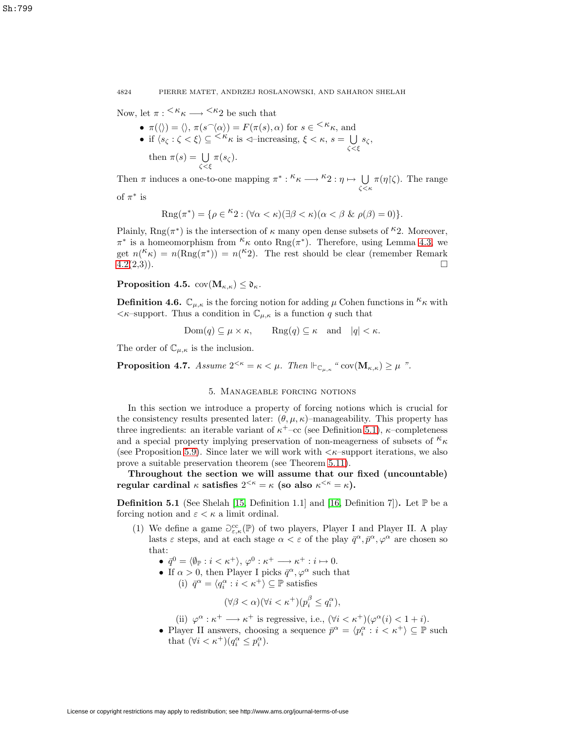Now, let $\pi : {}^{<\kappa}\kappa \longrightarrow {}^{<\kappa}2$ be such that

- $\pi(\langle\rangle) = \langle\rangle$, $\pi(s^\frown\langle\alpha\rangle) = F(\pi(s), \alpha)$ for $s \in {}^{<\kappa}\kappa$, and
- if $\langle s_\zeta : \zeta < \xi\rangle \subseteq {}^{<\kappa}\kappa$ is $\vartriangleleft$–increasing, $\xi < \kappa$, $s = \bigcup\limits_{\zeta<\xi} s_\zeta$, then $\pi(s) = \bigcup\limits_{\zeta<\xi} \pi(s_\zeta)$.

Then $\pi$ induces a one-to-one mapping $\pi^* : {}^{\kappa}\kappa \longrightarrow {}^{\kappa}2 : \eta \mapsto \bigcup\limits_{\zeta<\kappa} \pi(\eta{\restriction}\zeta)$. The range of $\pi^*$ is

$$\mathrm{Rng}(\pi^*) = \{\rho \in {}^{\kappa}2 : (\forall\alpha < \kappa)(\exists\beta < \kappa)(\alpha < \beta \ \&\ \rho(\beta) = 0)\}.$$

Plainly, $\mathrm{Rng}(\pi^*)$ is the intersection of $\kappa$ many open dense subsets of ${}^{\kappa}2$. Moreover, $\pi^*$ is a homeomorphism from ${}^{\kappa}\kappa$ onto $\mathrm{Rng}(\pi^*)$. Therefore, using Lemma 4.3, we get $n({}^{\kappa}\kappa) = n(\mathrm{Rng}(\pi^*)) = n({}^{\kappa}2)$. The rest should be clear (remember Remark 4.2(2,3)). $\square$

**Proposition 4.5.** $\mathrm{cov}(\mathbf{M}_{\kappa,\kappa}) \leq \mathfrak{d}_\kappa$.

**Definition 4.6.** $\mathbb{C}_{\mu,\kappa}$ is the forcing notion for adding $\mu$ Cohen functions in ${}^{\kappa}\kappa$ with $<\kappa$–support. Thus a condition in $\mathbb{C}_{\mu,\kappa}$ is a function $q$ such that

$$\mathrm{Dom}(q) \subseteq \mu \times \kappa, \qquad \mathrm{Rng}(q) \subseteq \kappa \quad \text{and} \quad |q| < \kappa.$$

The order of $\mathbb{C}_{\mu,\kappa}$ is the inclusion.

**Proposition 4.7.** *Assume $2^{<\kappa} = \kappa < \mu$. Then $\Vdash_{\mathbb{C}_{\mu,\kappa}}$ "$\mathrm{cov}(\mathbf{M}_{\kappa,\kappa}) \geq \mu$ ".*

## 5. Manageable forcing notions

In this section we introduce a property of forcing notions which is crucial for the consistency results presented later: $(\theta, \mu, \kappa)$–manageability. This property has three ingredients: an iterable variant of $\kappa^+$–cc (see Definition 5.1), $\kappa$–completeness and a special property implying preservation of non-meagerness of subsets of ${}^{\kappa}\kappa$ (see Proposition 5.9). Since later we will work with $<\kappa$–support iterations, we also prove a suitable preservation theorem (see Theorem 5.11).

**Throughout the section we will assume that our fixed (uncountable) regular cardinal $\kappa$ satisfies $2^{<\kappa} = \kappa$ (so also $\kappa^{<\kappa} = \kappa$).**

**Definition 5.1** (See Shelah [15, Definition 1.1] and [16, Definition 7]). Let $\mathbb{P}$ be a forcing notion and $\varepsilon < \kappa$ a limit ordinal.

(1) We define a game $\Game^{\rm cc}_{\varepsilon,\kappa}(\mathbb{P})$ of two players, Player I and Player II. A play lasts $\varepsilon$ steps, and at each stage $\alpha < \varepsilon$ of the play $\bar{q}^\alpha, \bar{p}^\alpha, \varphi^\alpha$ are chosen so that:

- $\bar{q}^0 = \langle \emptyset_{\mathbb{P}} : i < \kappa^+\rangle$, $\varphi^0 : \kappa^+ \longrightarrow \kappa^+ : i \mapsto 0$.
- If $\alpha > 0$, then Player I picks $\bar{q}^\alpha, \varphi^\alpha$ such that
  - (i) $\bar{q}^\alpha = \langle q^\alpha_i : i < \kappa^+\rangle \subseteq \mathbb{P}$ satisfies
  $$(\forall\beta < \alpha)(\forall i < \kappa^+)(p^\beta_i \leq q^\alpha_i),$$
  - (ii) $\varphi^\alpha : \kappa^+ \longrightarrow \kappa^+$ is regressive, i.e., $(\forall i < \kappa^+)(\varphi^\alpha(i) < 1 + i)$.
- Player II answers, choosing a sequence $\bar{p}^\alpha = \langle p^\alpha_i : i < \kappa^+\rangle \subseteq \mathbb{P}$ such that $(\forall i < \kappa^+)(q^\alpha_i \leq p^\alpha_i)$.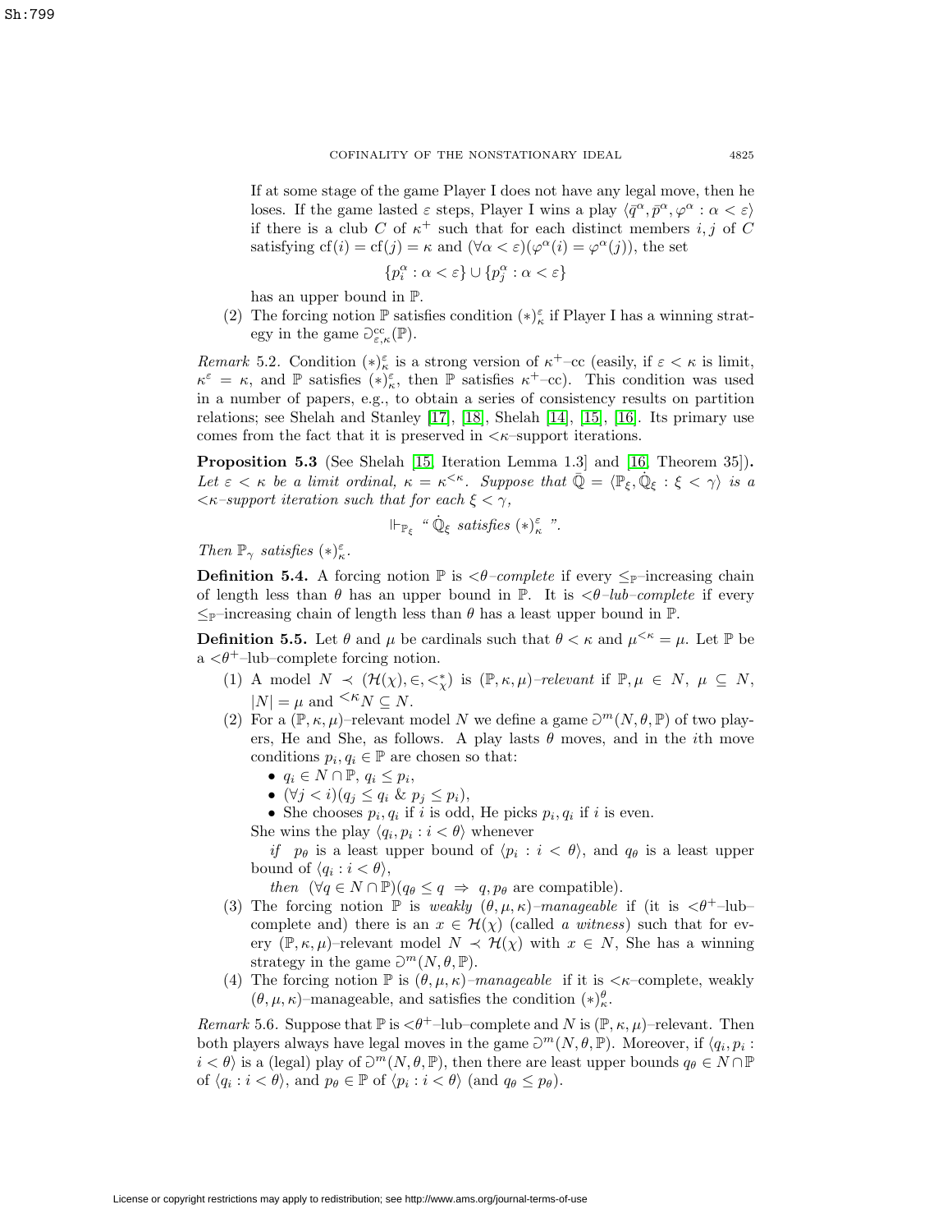If at some stage of the game Player I does not have any legal move, then he loses. If the game lasted $\varepsilon$ steps, Player I wins a play $\langle \bar{q}^\alpha, \bar{p}^\alpha, \varphi^\alpha : \alpha < \varepsilon \rangle$ if there is a club $C$ of $\kappa^+$ such that for each distinct members $i, j$ of $C$ satisfying $\mathrm{cf}(i) = \mathrm{cf}(j) = \kappa$ and $(\forall \alpha < \varepsilon)(\varphi^\alpha(i) = \varphi^\alpha(j))$, the set

$$\{p_i^\alpha : \alpha < \varepsilon\} \cup \{p_j^\alpha : \alpha < \varepsilon\}$$

has an upper bound in $\mathbb{P}$.

(2) The forcing notion $\mathbb{P}$ satisfies condition $(*)^\varepsilon_\kappa$ if Player I has a winning strategy in the game $\Game^{\mathrm{cc}}_{\varepsilon,\kappa}(\mathbb{P})$.

*Remark* 5.2. Condition $(*)^\varepsilon_\kappa$ is a strong version of $\kappa^+$–cc (easily, if $\varepsilon < \kappa$ is limit, $\kappa^\varepsilon = \kappa$, and $\mathbb{P}$ satisfies $(*)^\varepsilon_\kappa$, then $\mathbb{P}$ satisfies $\kappa^+$–cc). This condition was used in a number of papers, e.g., to obtain a series of consistency results on partition relations; see Shelah and Stanley [17], [18], Shelah [14], [15], [16]. Its primary use comes from the fact that it is preserved in $<\kappa$–support iterations.

**Proposition 5.3** (See Shelah [15, Iteration Lemma 1.3] and [16, Theorem 35])**.** *Let $\varepsilon < \kappa$ be a limit ordinal, $\kappa = \kappa^{<\kappa}$. Suppose that $\bar{\mathbb{Q}} = \langle \mathbb{P}_\xi, \dot{\mathbb{Q}}_\xi : \xi < \gamma \rangle$ is a $<\kappa$–support iteration such that for each $\xi < \gamma$,*

$$\Vdash_{\mathbb{P}_\xi} \text{“ } \dot{\mathbb{Q}}_\xi \text{ satisfies } (*)^\varepsilon_\kappa \text{ ”}.$$

*Then $\mathbb{P}_\gamma$ satisfies $(*)^\varepsilon_\kappa$.*

**Definition 5.4.** A forcing notion $\mathbb{P}$ is *$<\theta$–complete* if every $\leq_{\mathbb{P}}$–increasing chain of length less than $\theta$ has an upper bound in $\mathbb{P}$. It is *$<\theta$–lub–complete* if every $\leq_{\mathbb{P}}$–increasing chain of length less than $\theta$ has a least upper bound in $\mathbb{P}$.

**Definition 5.5.** Let $\theta$ and $\mu$ be cardinals such that $\theta < \kappa$ and $\mu^{<\kappa} = \mu$. Let $\mathbb{P}$ be a $<\theta^+$–lub–complete forcing notion.

(1) A model $N \prec (\mathcal{H}(\chi), \in, <^*_\chi)$ is *$(\mathbb{P}, \kappa, \mu)$–relevant* if $\mathbb{P}, \mu \in N$, $\mu \subseteq N$, $|N| = \mu$ and ${}^{<\kappa}N \subseteq N$.

(2) For a $(\mathbb{P}, \kappa, \mu)$–relevant model $N$ we define a game $\Game^m(N, \theta, \mathbb{P})$ of two players, He and She, as follows. A play lasts $\theta$ moves, and in the $i$th move conditions $p_i, q_i \in \mathbb{P}$ are chosen so that:
   - $q_i \in N \cap \mathbb{P}$, $q_i \leq p_i$,
   - $(\forall j < i)(q_j \leq q_i \ \&\ p_j \leq p_i)$,
   - She chooses $p_i, q_i$ if $i$ is odd, He picks $p_i, q_i$ if $i$ is even.

   She wins the play $\langle q_i, p_i : i < \theta \rangle$ whenever

   *if* $p_\theta$ is a least upper bound of $\langle p_i : i < \theta \rangle$, and $q_\theta$ is a least upper bound of $\langle q_i : i < \theta \rangle$,

   *then* $(\forall q \in N \cap \mathbb{P})(q_\theta \leq q \ \Rightarrow\ q, p_\theta$ are compatible$)$.

(3) The forcing notion $\mathbb{P}$ is *weakly $(\theta, \mu, \kappa)$–manageable* if (it is $<\theta^+$–lub–complete and) there is an $x \in \mathcal{H}(\chi)$ (called *a witness*) such that for every $(\mathbb{P}, \kappa, \mu)$–relevant model $N \prec \mathcal{H}(\chi)$ with $x \in N$, She has a winning strategy in the game $\Game^m(N, \theta, \mathbb{P})$.

(4) The forcing notion $\mathbb{P}$ is *$(\theta, \mu, \kappa)$–manageable* if it is $<\kappa$–complete, weakly $(\theta, \mu, \kappa)$–manageable, and satisfies the condition $(*)^\theta_\kappa$.

*Remark* 5.6. Suppose that $\mathbb{P}$ is $<\theta^+$–lub–complete and $N$ is $(\mathbb{P}, \kappa, \mu)$–relevant. Then both players always have legal moves in the game $\Game^m(N, \theta, \mathbb{P})$. Moreover, if $\langle q_i, p_i : i < \theta \rangle$ is a (legal) play of $\Game^m(N, \theta, \mathbb{P})$, then there are least upper bounds $q_\theta \in N \cap \mathbb{P}$ of $\langle q_i : i < \theta \rangle$, and $p_\theta \in \mathbb{P}$ of $\langle p_i : i < \theta \rangle$ (and $q_\theta \leq p_\theta$).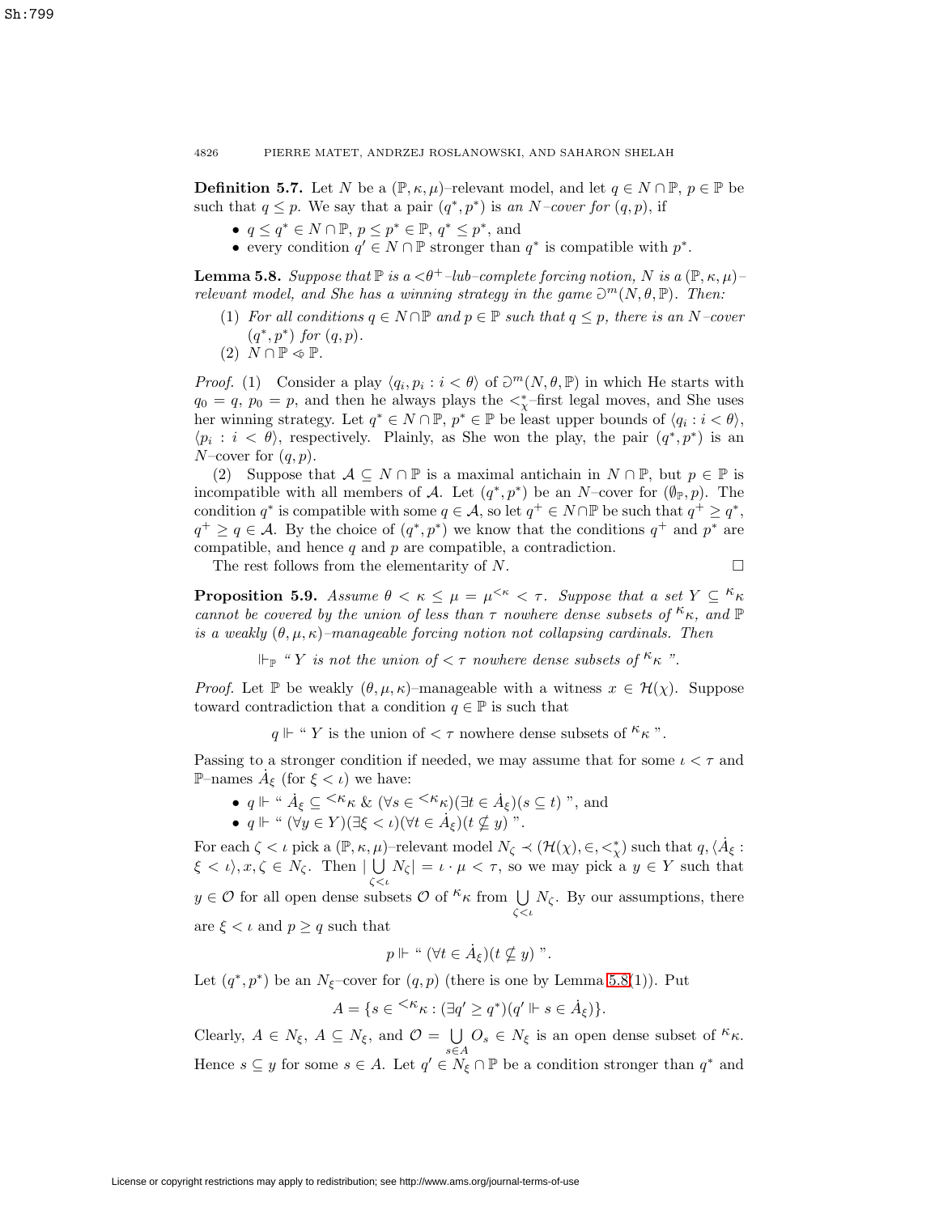**Definition 5.7.** Let $N$ be a $(\mathbb{P},\kappa,\mu)$–relevant model, and let $q \in N \cap \mathbb{P}$, $p \in \mathbb{P}$ be such that $q \le p$. We say that a pair $(q^*, p^*)$ is *an $N$–cover for $(q,p)$*, if

- $q \le q^* \in N \cap \mathbb{P}$, $p \le p^* \in \mathbb{P}$, $q^* \le p^*$, and
- every condition $q' \in N \cap \mathbb{P}$ stronger than $q^*$ is compatible with $p^*$.

**Lemma 5.8.** *Suppose that $\mathbb{P}$ is a $<\theta^+$–lub–complete forcing notion, $N$ is a $(\mathbb{P},\kappa,\mu)$–relevant model, and She has a winning strategy in the game $\Game^m(N,\theta,\mathbb{P})$. Then:*

(1) *For all conditions $q \in N \cap \mathbb{P}$ and $p \in \mathbb{P}$ such that $q \le p$, there is an $N$–cover $(q^*, p^*)$ for $(q,p)$.*

(2) *$N \cap \mathbb{P} \lessdot \mathbb{P}$.*

*Proof.* (1) Consider a play $\langle q_i, p_i : i < \theta\rangle$ of $\Game^m(N,\theta,\mathbb{P})$ in which He starts with $q_0 = q$, $p_0 = p$, and then he always plays the $<^*_\chi$–first legal moves, and She uses her winning strategy. Let $q^* \in N \cap \mathbb{P}$, $p^* \in \mathbb{P}$ be least upper bounds of $\langle q_i : i < \theta\rangle$, $\langle p_i : i < \theta\rangle$, respectively. Plainly, as She won the play, the pair $(q^*, p^*)$ is an $N$–cover for $(q,p)$.

(2) Suppose that $\mathcal{A} \subseteq N \cap \mathbb{P}$ is a maximal antichain in $N \cap \mathbb{P}$, but $p \in \mathbb{P}$ is incompatible with all members of $\mathcal{A}$. Let $(q^*, p^*)$ be an $N$–cover for $(\emptyset_{\mathbb{P}}, p)$. The condition $q^*$ is compatible with some $q \in \mathcal{A}$, so let $q^+ \in N \cap \mathbb{P}$ be such that $q^+ \ge q^*$, $q^+ \ge q \in \mathcal{A}$. By the choice of $(q^*, p^*)$ we know that the conditions $q^+$ and $p^*$ are compatible, and hence $q$ and $p$ are compatible, a contradiction.

The rest follows from the elementarity of $N$. $\square$

**Proposition 5.9.** *Assume $\theta < \kappa \le \mu = \mu^{<\kappa} < \tau$. Suppose that a set $Y \subseteq {}^\kappa\kappa$ cannot be covered by the union of less than $\tau$ nowhere dense subsets of ${}^\kappa\kappa$, and $\mathbb{P}$ is a weakly $(\theta,\mu,\kappa)$–manageable forcing notion not collapsing cardinals. Then*

$$\Vdash_{\mathbb{P}} \text{" } Y \text{ is not the union of } < \tau \text{ nowhere dense subsets of } {}^\kappa\kappa \text{ ".}$$

*Proof.* Let $\mathbb{P}$ be weakly $(\theta,\mu,\kappa)$–manageable with a witness $x \in \mathcal{H}(\chi)$. Suppose toward contradiction that a condition $q \in \mathbb{P}$ is such that

$$q \Vdash \text{" } Y \text{ is the union of } < \tau \text{ nowhere dense subsets of } {}^\kappa\kappa \text{ ".}$$

Passing to a stronger condition if needed, we may assume that for some $\iota < \tau$ and $\mathbb{P}$–names $\dot{A}_\xi$ (for $\xi < \iota$) we have:

- $q \Vdash$ " $\dot{A}_\xi \subseteq {}^{<\kappa}\kappa$ & $(\forall s \in {}^{<\kappa}\kappa)(\exists t \in \dot{A}_\xi)(s \subseteq t)$ ", and
- $q \Vdash$ " $(\forall y \in Y)(\exists \xi < \iota)(\forall t \in \dot{A}_\xi)(t \not\subseteq y)$ ".

For each $\zeta < \iota$ pick a $(\mathbb{P},\kappa,\mu)$–relevant model $N_\zeta \prec (\mathcal{H}(\chi), \in, <^*_\chi)$ such that $q, \langle \dot{A}_\xi : \xi < \iota\rangle, x, \zeta \in N_\zeta$. Then $|\bigcup\limits_{\zeta<\iota} N_\zeta| = \iota \cdot \mu < \tau$, so we may pick a $y \in Y$ such that $y \in \mathcal{O}$ for all open dense subsets $\mathcal{O}$ of ${}^\kappa\kappa$ from $\bigcup\limits_{\zeta<\iota} N_\zeta$. By our assumptions, there are $\xi < \iota$ and $p \ge q$ such that

$$p \Vdash \text{" } (\forall t \in \dot{A}_\xi)(t \not\subseteq y) \text{ ".}$$

Let $(q^*, p^*)$ be an $N_\xi$–cover for $(q,p)$ (there is one by Lemma 5.8(1)). Put

$$A = \{s \in {}^{<\kappa}\kappa : (\exists q' \ge q^*)(q' \Vdash s \in \dot{A}_\xi)\}.$$

Clearly, $A \in N_\xi$, $A \subseteq N_\xi$, and $\mathcal{O} = \bigcup\limits_{s \in A} O_s \in N_\xi$ is an open dense subset of ${}^\kappa\kappa$. Hence $s \subseteq y$ for some $s \in A$. Let $q' \in N_\xi \cap \mathbb{P}$ be a condition stronger than $q^*$ and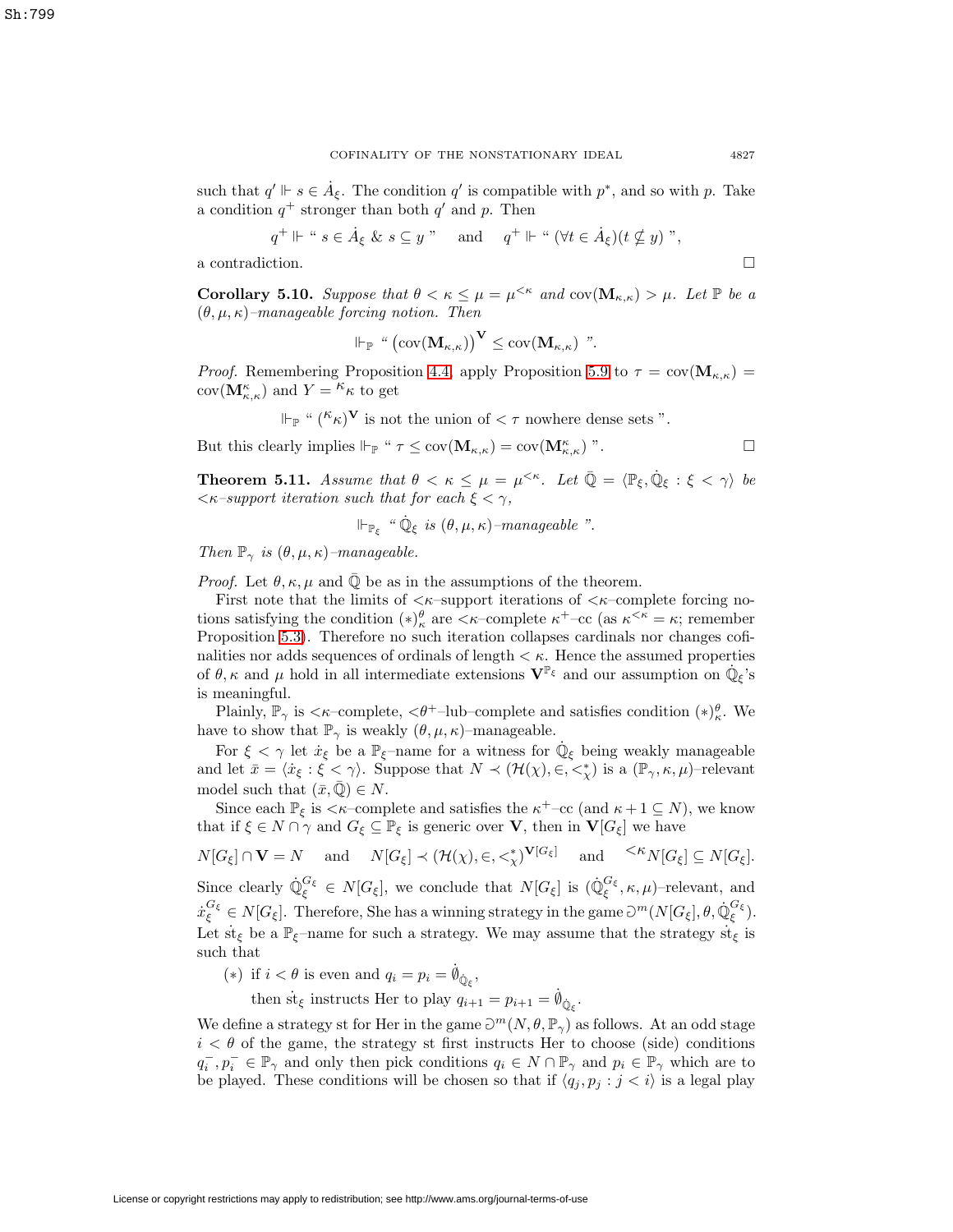such that $q' \Vdash s \in \dot{A}_\xi$. The condition $q'$ is compatible with $p^*$, and so with $p$. Take a condition $q^+$ stronger than both $q'$ and $p$. Then

$$q^+ \Vdash \text{“ } s \in \dot{A}_\xi \ \& \ s \subseteq y \text{ ”} \quad \text{and} \quad q^+ \Vdash \text{“ } (\forall t \in \dot{A}_\xi)(t \nsubseteq y) \text{ ”},$$

a contradiction. $\square$

**Corollary 5.10.** *Suppose that $\theta < \kappa \leq \mu = \mu^{<\kappa}$ and $\mathrm{cov}(\mathbf{M}_{\kappa,\kappa}) > \mu$. Let $\mathbb{P}$ be a $(\theta, \mu, \kappa)$–manageable forcing notion. Then*

$$\Vdash_{\mathbb{P}} \text{“ } \big(\mathrm{cov}(\mathbf{M}_{\kappa,\kappa})\big)^{\mathbf{V}} \leq \mathrm{cov}(\mathbf{M}_{\kappa,\kappa}) \text{ ”}.$$

*Proof.* Remembering Proposition 4.4, apply Proposition 5.9 to $\tau = \mathrm{cov}(\mathbf{M}_{\kappa,\kappa}) = \mathrm{cov}(\mathbf{M}^\kappa_{\kappa,\kappa})$ and $Y = {}^\kappa\kappa$ to get

$$\Vdash_{\mathbb{P}} \text{“ } ({}^\kappa\kappa)^{\mathbf{V}} \text{ is not the union of } < \tau \text{ nowhere dense sets ”}.$$

But this clearly implies $\Vdash_{\mathbb{P}}$ “ $\tau \leq \mathrm{cov}(\mathbf{M}_{\kappa,\kappa}) = \mathrm{cov}(\mathbf{M}^\kappa_{\kappa,\kappa})$ ”. $\square$

**Theorem 5.11.** *Assume that $\theta < \kappa \leq \mu = \mu^{<\kappa}$. Let $\bar{\mathbb{Q}} = \langle \mathbb{P}_\xi, \dot{\mathbb{Q}}_\xi : \xi < \gamma\rangle$ be $<\kappa$–support iteration such that for each $\xi < \gamma$,*

$$\Vdash_{\mathbb{P}_\xi} \text{“ } \dot{\mathbb{Q}}_\xi \text{ is } (\theta, \mu, \kappa)\text{–manageable ”}.$$

*Then $\mathbb{P}_\gamma$ is $(\theta, \mu, \kappa)$–manageable.*

*Proof.* Let $\theta, \kappa, \mu$ and $\bar{\mathbb{Q}}$ be as in the assumptions of the theorem.

First note that the limits of $<\kappa$–support iterations of $<\kappa$–complete forcing notions satisfying the condition $(*)^\theta_\kappa$ are $<\kappa$–complete $\kappa^+$–cc (as $\kappa^{<\kappa} = \kappa$; remember Proposition 5.3). Therefore no such iteration collapses cardinals nor changes cofinalities nor adds sequences of ordinals of length $< \kappa$. Hence the assumed properties of $\theta, \kappa$ and $\mu$ hold in all intermediate extensions $\mathbf{V}^{\mathbb{P}_\xi}$ and our assumption on $\dot{\mathbb{Q}}_\xi$'s is meaningful.

Plainly, $\mathbb{P}_\gamma$ is $<\kappa$–complete, $<\theta^+$–lub–complete and satisfies condition $(*)^\theta_\kappa$. We have to show that $\mathbb{P}_\gamma$ is weakly $(\theta, \mu, \kappa)$–manageable.

For $\xi < \gamma$ let $\dot{x}_\xi$ be a $\mathbb{P}_\xi$–name for a witness for $\dot{\mathbb{Q}}_\xi$ being weakly manageable and let $\bar{x} = \langle \dot{x}_\xi : \xi < \gamma\rangle$. Suppose that $N \prec (\mathcal{H}(\chi), \in, <^*_\chi)$ is a $(\mathbb{P}_\gamma, \kappa, \mu)$–relevant model such that $(\bar{x}, \bar{\mathbb{Q}}) \in N$.

Since each $\mathbb{P}_\xi$ is $<\kappa$–complete and satisfies the $\kappa^+$–cc (and $\kappa + 1 \subseteq N$), we know that if $\xi \in N \cap \gamma$ and $G_\xi \subseteq \mathbb{P}_\xi$ is generic over $\mathbf{V}$, then in $\mathbf{V}[G_\xi]$ we have

$$N[G_\xi] \cap \mathbf{V} = N \quad \text{and} \quad N[G_\xi] \prec (\mathcal{H}(\chi), \in, <^*_\chi)^{\mathbf{V}[G_\xi]} \quad \text{and} \quad {}^{<\kappa}N[G_\xi] \subseteq N[G_\xi].$$

Since clearly $\dot{\mathbb{Q}}^{G_\xi}_\xi \in N[G_\xi]$, we conclude that $N[G_\xi]$ is $(\dot{\mathbb{Q}}^{G_\xi}_\xi, \kappa, \mu)$–relevant, and $\dot{x}^{G_\xi}_\xi \in N[G_\xi]$. Therefore, She has a winning strategy in the game $\Game^m(N[G_\xi], \theta, \dot{\mathbb{Q}}^{G_\xi}_\xi)$. Let $\dot{\mathrm{st}}_\xi$ be a $\mathbb{P}_\xi$–name for such a strategy. We may assume that the strategy $\dot{\mathrm{st}}_\xi$ is such that

$(*)$ if $i < \theta$ is even and $q_i = p_i = \dot{\emptyset}_{\dot{\mathbb{Q}}_\xi}$,

then $\dot{\mathrm{st}}_\xi$ instructs Her to play $q_{i+1} = p_{i+1} = \dot{\emptyset}_{\dot{\mathbb{Q}}_\xi}$.

We define a strategy st for Her in the game $\Game^m(N, \theta, \mathbb{P}_\gamma)$ as follows. At an odd stage $i < \theta$ of the game, the strategy st first instructs Her to choose (side) conditions $q^-_i, p^-_i \in \mathbb{P}_\gamma$ and only then pick conditions $q_i \in N \cap \mathbb{P}_\gamma$ and $p_i \in \mathbb{P}_\gamma$ which are to be played. These conditions will be chosen so that if $\langle q_j, p_j : j < i\rangle$ is a legal play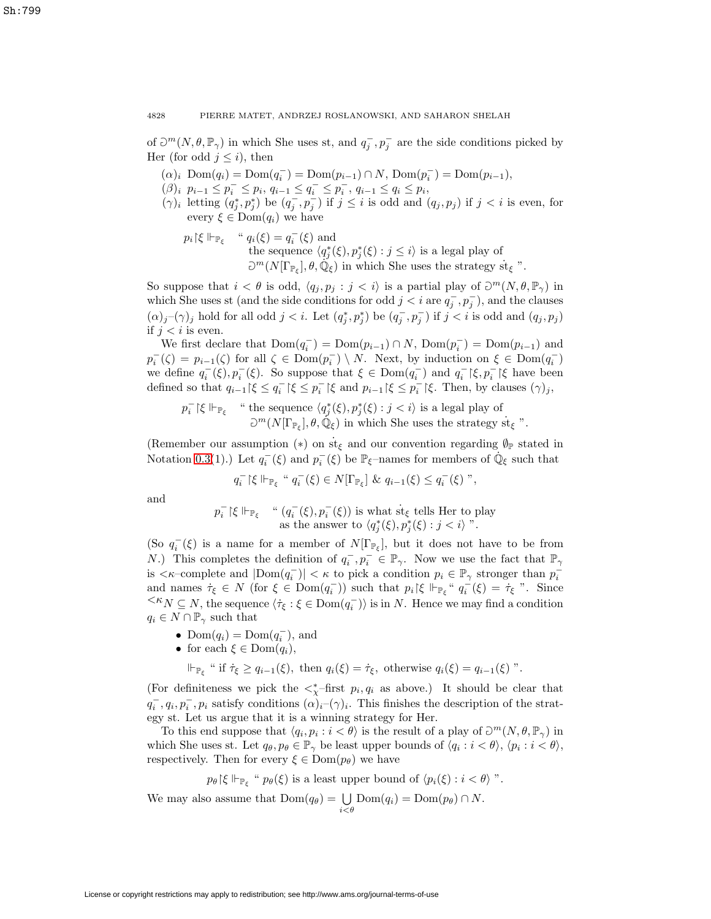of $\Game^m(N,\theta,\mathbb{P}_\gamma)$ in which She uses st, and $q^-_j, p^-_j$ are the side conditions picked by Her (for odd $j \le i$), then

- $(\alpha)_i$ $\mathrm{Dom}(q_i) = \mathrm{Dom}(q^-_i) = \mathrm{Dom}(p_{i-1}) \cap N$, $\mathrm{Dom}(p^-_i) = \mathrm{Dom}(p_{i-1})$,
- $(\beta)_i$ $p_{i-1} \le p^-_i \le p_i$, $q_{i-1} \le q^-_i \le p^-_i$, $q_{i-1} \le q_i \le p_i$,
- $(\gamma)_i$ letting $(q^*_j, p^*_j)$ be $(q^-_j, p^-_j)$ if $j \le i$ is odd and $(q_j, p_j)$ if $j < i$ is even, for every $\xi \in \mathrm{Dom}(q_i)$ we have

$$p_i{\restriction}\xi \Vdash_{\mathbb{P}_\xi} \text{" } q_i(\xi) = q^-_i(\xi) \text{ and the sequence } \langle q^*_j(\xi), p^*_j(\xi) : j \le i\rangle \text{ is a legal play of } \Game^m(N[\Gamma_{\mathbb{P}_\xi}],\theta,\dot{\mathbb{Q}}_\xi) \text{ in which She uses the strategy } \dot{\mathrm{st}}_\xi \text{ ".}$$

So suppose that $i < \theta$ is odd, $\langle q_j, p_j : j < i\rangle$ is a partial play of $\Game^m(N,\theta,\mathbb{P}_\gamma)$ in which She uses st (and the side conditions for odd $j < i$ are $q^-_j, p^-_j$), and the clauses $(\alpha)_j$–$(\gamma)_j$ hold for all odd $j < i$. Let $(q^*_j, p^*_j)$ be $(q^-_j, p^-_j)$ if $j < i$ is odd and $(q_j, p_j)$ if $j < i$ is even.

We first declare that $\mathrm{Dom}(q^-_i) = \mathrm{Dom}(p_{i-1}) \cap N$, $\mathrm{Dom}(p^-_i) = \mathrm{Dom}(p_{i-1})$ and $p^-_i(\zeta) = p_{i-1}(\zeta)$ for all $\zeta \in \mathrm{Dom}(p^-_i) \setminus N$. Next, by induction on $\xi \in \mathrm{Dom}(q^-_i)$ we define $q^-_i(\xi), p^-_i(\xi)$. So suppose that $\xi \in \mathrm{Dom}(q^-_i)$ and $q^-_i{\restriction}\xi, p^-_i{\restriction}\xi$ have been defined so that $q_{i-1}{\restriction}\xi \le q^-_i{\restriction}\xi \le p^-_i{\restriction}\xi$ and $p_{i-1}{\restriction}\xi \le p^-_i{\restriction}\xi$. Then, by clauses $(\gamma)_j$,

$$p^-_i{\restriction}\xi \Vdash_{\mathbb{P}_\xi} \text{" the sequence } \langle q^*_j(\xi), p^*_j(\xi) : j < i\rangle \text{ is a legal play of } \Game^m(N[\Gamma_{\mathbb{P}_\xi}],\theta,\dot{\mathbb{Q}}_\xi) \text{ in which She uses the strategy } \dot{\mathrm{st}}_\xi \text{ ".}$$

(Remember our assumption $(*)$ on $\dot{\mathrm{st}}_\xi$ and our convention regarding $\emptyset_{\mathbb{P}}$ stated in Notation 0.3(1).) Let $q^-_i(\xi)$ and $p^-_i(\xi)$ be $\mathbb{P}_\xi$–names for members of $\dot{\mathbb{Q}}_\xi$ such that

$$q^-_i{\restriction}\xi \Vdash_{\mathbb{P}_\xi} \text{" } q^-_i(\xi) \in N[\Gamma_{\mathbb{P}_\xi}] \ \&\ q_{i-1}(\xi) \le q^-_i(\xi) \text{ ",}$$

and

$$p^-_i{\restriction}\xi \Vdash_{\mathbb{P}_\xi} \text{" } (q^-_i(\xi), p^-_i(\xi)) \text{ is what } \dot{\mathrm{st}}_\xi \text{ tells Her to play as the answer to } \langle q^*_j(\xi), p^*_j(\xi) : j < i\rangle \text{ ".}$$

(So $q^-_i(\xi)$ is a name for a member of $N[\Gamma_{\mathbb{P}_\xi}]$, but it does not have to be from $N$.) This completes the definition of $q^-_i, p^-_i \in \mathbb{P}_\gamma$. Now we use the fact that $\mathbb{P}_\gamma$ is $<\kappa$–complete and $|\mathrm{Dom}(q^-_i)| < \kappa$ to pick a condition $p_i \in \mathbb{P}_\gamma$ stronger than $p^-_i$ and names $\dot{\tau}_\xi \in N$ (for $\xi \in \mathrm{Dom}(q^-_i)$) such that $p_i{\restriction}\xi \Vdash_{\mathbb{P}_\xi}$" $q^-_i(\xi) = \dot{\tau}_\xi$ ". Since ${}^{<\kappa}N \subseteq N$, the sequence $\langle \dot{\tau}_\xi : \xi \in \mathrm{Dom}(q^-_i)\rangle$ is in $N$. Hence we may find a condition $q_i \in N \cap \mathbb{P}_\gamma$ such that

- $\mathrm{Dom}(q_i) = \mathrm{Dom}(q^-_i)$, and
- for each $\xi \in \mathrm{Dom}(q_i)$,

$$\Vdash_{\mathbb{P}_\xi} \text{" if } \dot{\tau}_\xi \ge q_{i-1}(\xi), \text{ then } q_i(\xi) = \dot{\tau}_\xi, \text{ otherwise } q_i(\xi) = q_{i-1}(\xi) \text{ ".}$$

(For definiteness we pick the $<^*_\chi$–first $p_i, q_i$ as above.) It should be clear that $q^-_i, q_i, p^-_i, p_i$ satisfy conditions $(\alpha)_i$–$(\gamma)_i$. This finishes the description of the strategy st. Let us argue that it is a winning strategy for Her.

To this end suppose that $\langle q_i, p_i : i < \theta\rangle$ is the result of a play of $\Game^m(N,\theta,\mathbb{P}_\gamma)$ in which She uses st. Let $q_\theta, p_\theta \in \mathbb{P}_\gamma$ be least upper bounds of $\langle q_i : i < \theta\rangle$, $\langle p_i : i < \theta\rangle$, respectively. Then for every $\xi \in \mathrm{Dom}(p_\theta)$ we have

$$p_\theta{\restriction}\xi \Vdash_{\mathbb{P}_\xi} \text{" } p_\theta(\xi) \text{ is a least upper bound of } \langle p_i(\xi) : i < \theta\rangle \text{ ".}$$

We may also assume that $\mathrm{Dom}(q_\theta) = \bigcup\limits_{i<\theta} \mathrm{Dom}(q_i) = \mathrm{Dom}(p_\theta) \cap N$.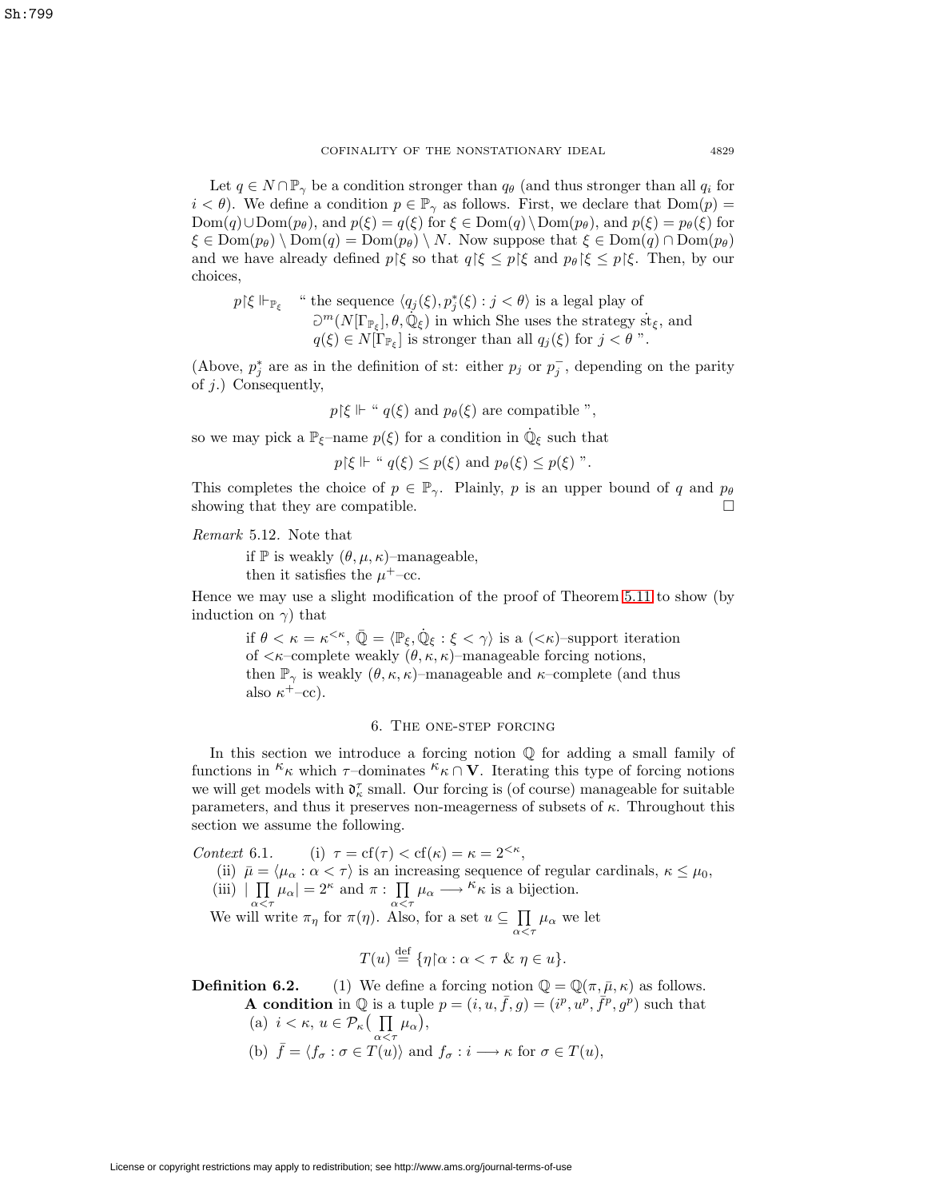Let $q \in N \cap \mathbb{P}_\gamma$ be a condition stronger than $q_\theta$ (and thus stronger than all $q_i$ for $i < \theta$). We define a condition $p \in \mathbb{P}_\gamma$ as follows. First, we declare that $\mathrm{Dom}(p) = \mathrm{Dom}(q) \cup \mathrm{Dom}(p_\theta)$, and $p(\xi) = q(\xi)$ for $\xi \in \mathrm{Dom}(q) \setminus \mathrm{Dom}(p_\theta)$, and $p(\xi) = p_\theta(\xi)$ for $\xi \in \mathrm{Dom}(p_\theta) \setminus \mathrm{Dom}(q) = \mathrm{Dom}(p_\theta) \setminus N$. Now suppose that $\xi \in \mathrm{Dom}(q) \cap \mathrm{Dom}(p_\theta)$ and we have already defined $p{\restriction}\xi$ so that $q{\restriction}\xi \leq p{\restriction}\xi$ and $p_\theta{\restriction}\xi \leq p{\restriction}\xi$. Then, by our choices,

$$p{\restriction}\xi \Vdash_{\mathbb{P}_\xi} \text{“ the sequence } \langle q_j(\xi), p^*_j(\xi) : j < \theta\rangle \text{ is a legal play of } \eth^m(N[\Gamma_{\mathbb{P}_\xi}], \theta, \dot{\mathbb{Q}}_\xi) \text{ in which She uses the strategy } \dot{\mathrm{st}}_\xi, \text{ and } q(\xi) \in N[\Gamma_{\mathbb{P}_\xi}] \text{ is stronger than all } q_j(\xi) \text{ for } j < \theta \text{ ”.}$$

(Above, $p^*_j$ are as in the definition of st: either $p_j$ or $p^-_j$, depending on the parity of $j$.) Consequently,

$$p{\restriction}\xi \Vdash \text{“ } q(\xi) \text{ and } p_\theta(\xi) \text{ are compatible ”},$$

so we may pick a $\mathbb{P}_\xi$–name $p(\xi)$ for a condition in $\dot{\mathbb{Q}}_\xi$ such that

$$p{\restriction}\xi \Vdash \text{“ } q(\xi) \leq p(\xi) \text{ and } p_\theta(\xi) \leq p(\xi) \text{ ”}.$$

This completes the choice of $p \in \mathbb{P}_\gamma$. Plainly, $p$ is an upper bound of $q$ and $p_\theta$ showing that they are compatible. $\square$

*Remark* 5.12. Note that

> if $\mathbb{P}$ is weakly $(\theta, \mu, \kappa)$–manageable,
> then it satisfies the $\mu^+$–cc.

Hence we may use a slight modification of the proof of Theorem 5.11 to show (by induction on $\gamma$) that

> if $\theta < \kappa = \kappa^{<\kappa}$, $\bar{\mathbb{Q}} = \langle \mathbb{P}_\xi, \dot{\mathbb{Q}}_\xi : \xi < \gamma\rangle$ is a $({<}\kappa)$–support iteration of ${<}\kappa$–complete weakly $(\theta, \kappa, \kappa)$–manageable forcing notions,
> then $\mathbb{P}_\gamma$ is weakly $(\theta, \kappa, \kappa)$–manageable and $\kappa$–complete (and thus also $\kappa^+$–cc).

## 6. The one-step forcing

In this section we introduce a forcing notion $\mathbb{Q}$ for adding a small family of functions in ${}^\kappa\kappa$ which $\tau$–dominates ${}^\kappa\kappa \cap \mathbf{V}$. Iterating this type of forcing notions we will get models with $\mathfrak{d}^\tau_\kappa$ small. Our forcing is (of course) manageable for suitable parameters, and thus it preserves non-meagerness of subsets of $\kappa$. Throughout this section we assume the following.

*Context* 6.1. (i) $\tau = \mathrm{cf}(\tau) < \mathrm{cf}(\kappa) = \kappa = 2^{<\kappa}$,

(ii) $\bar{\mu} = \langle \mu_\alpha : \alpha < \tau\rangle$ is an increasing sequence of regular cardinals, $\kappa \leq \mu_0$,

(iii) $|\prod\limits_{\alpha<\tau} \mu_\alpha| = 2^\kappa$ and $\pi : \prod\limits_{\alpha<\tau} \mu_\alpha \longrightarrow {}^\kappa\kappa$ is a bijection.

We will write $\pi_\eta$ for $\pi(\eta)$. Also, for a set $u \subseteq \prod\limits_{\alpha<\tau} \mu_\alpha$ we let

$$T(u) \stackrel{\text{def}}{=} \{\eta{\restriction}\alpha : \alpha < \tau \ \& \ \eta \in u\}.$$

**Definition 6.2.** (1) We define a forcing notion $\mathbb{Q} = \mathbb{Q}(\pi, \bar{\mu}, \kappa)$ as follows.

**A condition** in $\mathbb{Q}$ is a tuple $p = (i, u, \bar{f}, g) = (i^p, u^p, \bar{f}^p, g^p)$ such that

(a) $i < \kappa$, $u \in \mathcal{P}_\kappa\big(\prod\limits_{\alpha<\tau} \mu_\alpha\big)$,

(b) $\bar{f} = \langle f_\sigma : \sigma \in T(u)\rangle$ and $f_\sigma : i \longrightarrow \kappa$ for $\sigma \in T(u)$,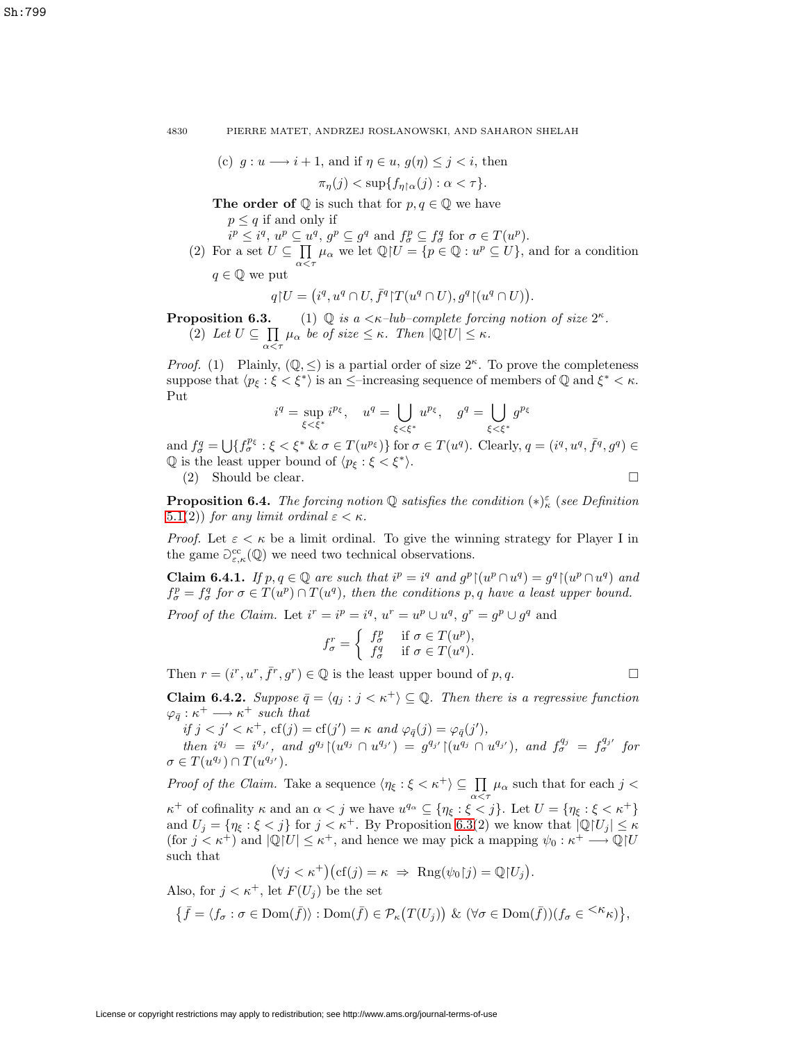(c) $g : u \longrightarrow i+1$, and if $\eta \in u$, $g(\eta) \le j < i$, then

$$\pi_\eta(j) < \sup\{f_{\eta\restriction\alpha}(j) : \alpha < \tau\}.$$

**The order of** $\mathbb{Q}$ is such that for $p, q \in \mathbb{Q}$ we have
$p \le q$ if and only if
$i^p \le i^q$, $u^p \subseteq u^q$, $g^p \subseteq g^q$ and $f^p_\sigma \subseteq f^q_\sigma$ for $\sigma \in T(u^p)$.

(2) For a set $U \subseteq \prod\limits_{\alpha<\tau} \mu_\alpha$ we let $\mathbb{Q}\restriction U = \{p \in \mathbb{Q} : u^p \subseteq U\}$, and for a condition $q \in \mathbb{Q}$ we put

$$q\restriction U = \big(i^q, u^q \cap U, \bar{f}^q\restriction T(u^q \cap U), g^q\restriction(u^q \cap U)\big).$$

**Proposition 6.3.** (1) *$\mathbb{Q}$ is a $<\kappa$–lub–complete forcing notion of size $2^\kappa$.*
(2) *Let $U \subseteq \prod\limits_{\alpha<\tau} \mu_\alpha$ be of size $\le \kappa$. Then $|\mathbb{Q}\restriction U| \le \kappa$.*

*Proof.* (1) Plainly, $(\mathbb{Q}, \le)$ is a partial order of size $2^\kappa$. To prove the completeness suppose that $\langle p_\xi : \xi < \xi^*\rangle$ is an $\le$–increasing sequence of members of $\mathbb{Q}$ and $\xi^* < \kappa$. Put

$$i^q = \sup_{\xi<\xi^*} i^{p_\xi}, \quad u^q = \bigcup_{\xi<\xi^*} u^{p_\xi}, \quad g^q = \bigcup_{\xi<\xi^*} g^{p_\xi}$$

and $f^q_\sigma = \bigcup\{f^{p_\xi}_\sigma : \xi < \xi^* \ \&\ \sigma \in T(u^{p_\xi})\}$ for $\sigma \in T(u^q)$. Clearly, $q = (i^q, u^q, \bar{f}^q, g^q) \in \mathbb{Q}$ is the least upper bound of $\langle p_\xi : \xi < \xi^*\rangle$.

(2) Should be clear. $\square$

**Proposition 6.4.** *The forcing notion $\mathbb{Q}$ satisfies the condition $(*)^\varepsilon_\kappa$ (see Definition 5.1(2)) for any limit ordinal $\varepsilon < \kappa$.*

*Proof.* Let $\varepsilon < \kappa$ be a limit ordinal. To give the winning strategy for Player I in the game $\Game^{\rm cc}_{\varepsilon,\kappa}(\mathbb{Q})$ we need two technical observations.

**Claim 6.4.1.** *If $p, q \in \mathbb{Q}$ are such that $i^p = i^q$ and $g^p\restriction(u^p \cap u^q) = g^q\restriction(u^p \cap u^q)$ and $f^p_\sigma = f^q_\sigma$ for $\sigma \in T(u^p) \cap T(u^q)$, then the conditions $p, q$ have a least upper bound.*

*Proof of the Claim.* Let $i^r = i^p = i^q$, $u^r = u^p \cup u^q$, $g^r = g^p \cup g^q$ and

$$f^r_\sigma = \begin{cases} f^p_\sigma & \text{if } \sigma \in T(u^p), \\ f^q_\sigma & \text{if } \sigma \in T(u^q). \end{cases}$$

Then $r = (i^r, u^r, \bar{f}^r, g^r) \in \mathbb{Q}$ is the least upper bound of $p, q$. $\square$

**Claim 6.4.2.** *Suppose $\bar{q} = \langle q_j : j < \kappa^+\rangle \subseteq \mathbb{Q}$. Then there is a regressive function $\varphi_{\bar{q}} : \kappa^+ \longrightarrow \kappa^+$ such that*
*if $j < j' < \kappa^+$, ${\rm cf}(j) = {\rm cf}(j') = \kappa$ and $\varphi_{\bar{q}}(j) = \varphi_{\bar{q}}(j')$,*
*then $i^{q_j} = i^{q_{j'}}$, and $g^{q_j}\restriction(u^{q_j} \cap u^{q_{j'}}) = g^{q_{j'}}\restriction(u^{q_j} \cap u^{q_{j'}})$, and $f^{q_j}_\sigma = f^{q_{j'}}_\sigma$ for $\sigma \in T(u^{q_j}) \cap T(u^{q_{j'}})$.*

*Proof of the Claim.* Take a sequence $\langle \eta_\xi : \xi < \kappa^+\rangle \subseteq \prod\limits_{\alpha<\tau} \mu_\alpha$ such that for each $j < \kappa^+$ of cofinality $\kappa$ and an $\alpha < j$ we have $u^{q_\alpha} \subseteq \{\eta_\xi : \xi < j\}$. Let $U = \{\eta_\xi : \xi < \kappa^+\}$ and $U_j = \{\eta_\xi : \xi < j\}$ for $j < \kappa^+$. By Proposition 6.3(2) we know that $|\mathbb{Q}\restriction U_j| \le \kappa$ (for $j < \kappa^+$) and $|\mathbb{Q}\restriction U| \le \kappa^+$, and hence we may pick a mapping $\psi_0 : \kappa^+ \longrightarrow \mathbb{Q}\restriction U$ such that

$$\big(\forall j < \kappa^+\big)\big({\rm cf}(j) = \kappa \ \Rightarrow\ {\rm Rng}(\psi_0\restriction j) = \mathbb{Q}\restriction U_j\big).$$

Also, for $j < \kappa^+$, let $F(U_j)$ be the set

$$\big\{\bar{f} = \langle f_\sigma : \sigma \in {\rm Dom}(\bar{f})\rangle : {\rm Dom}(\bar{f}) \in \mathcal{P}_\kappa\big(T(U_j)\big) \ \&\ (\forall \sigma \in {\rm Dom}(\bar{f}))(f_\sigma \in {}^{<\kappa}\kappa)\big\},$$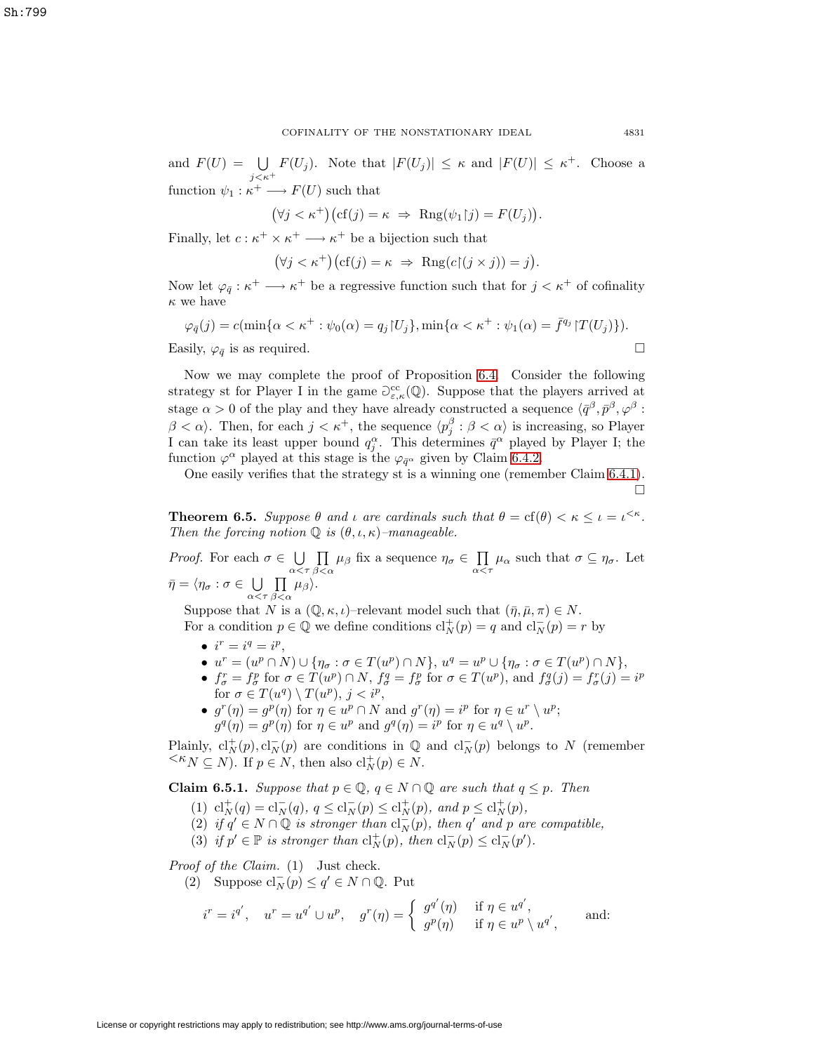and $F(U) = \bigcup_{j<\kappa^+} F(U_j)$. Note that $|F(U_j)| \leq \kappa$ and $|F(U)| \leq \kappa^+$. Choose a function $\psi_1 : \kappa^+ \longrightarrow F(U)$ such that

$$\big(\forall j < \kappa^+\big)\big(\mathrm{cf}(j) = \kappa \ \Rightarrow\ \mathrm{Rng}(\psi_1 {\restriction} j) = F(U_j)\big).$$

Finally, let $c : \kappa^+ \times \kappa^+ \longrightarrow \kappa^+$ be a bijection such that

$$\big(\forall j < \kappa^+\big)\big(\mathrm{cf}(j) = \kappa \ \Rightarrow\ \mathrm{Rng}(c {\restriction} (j \times j)) = j\big).$$

Now let $\varphi_{\bar{q}} : \kappa^+ \longrightarrow \kappa^+$ be a regressive function such that for $j < \kappa^+$ of cofinality $\kappa$ we have

$$\varphi_{\bar{q}}(j) = c(\min\{\alpha < \kappa^+ : \psi_0(\alpha) = q_j {\restriction} U_j\}, \min\{\alpha < \kappa^+ : \psi_1(\alpha) = \bar{f}^{q_j} {\restriction} T(U_j)\}).$$

Easily, $\varphi_{\bar{q}}$ is as required. $\square$

Now we may complete the proof of Proposition 6.4. Consider the following strategy st for Player I in the game $\Game^{\mathrm{cc}}_{\varepsilon,\kappa}(\mathbb{Q})$. Suppose that the players arrived at stage $\alpha > 0$ of the play and they have already constructed a sequence $\langle \bar{q}^\beta, \bar{p}^\beta, \varphi^\beta : \beta < \alpha\rangle$. Then, for each $j < \kappa^+$, the sequence $\langle p^\beta_j : \beta < \alpha\rangle$ is increasing, so Player I can take its least upper bound $q^\alpha_j$. This determines $\bar{q}^\alpha$ played by Player I; the function $\varphi^\alpha$ played at this stage is the $\varphi_{\bar{q}^\alpha}$ given by Claim 6.4.2.

One easily verifies that the strategy st is a winning one (remember Claim 6.4.1). $\square$

**Theorem 6.5.** *Suppose $\theta$ and $\iota$ are cardinals such that $\theta = \mathrm{cf}(\theta) < \kappa \leq \iota = \iota^{<\kappa}$. Then the forcing notion $\mathbb{Q}$ is $(\theta, \iota, \kappa)$–manageable.*

*Proof.* For each $\sigma \in \bigcup_{\alpha<\tau} \prod_{\beta<\alpha} \mu_\beta$ fix a sequence $\eta_\sigma \in \prod_{\alpha<\tau} \mu_\alpha$ such that $\sigma \subseteq \eta_\sigma$. Let $\bar{\eta} = \langle \eta_\sigma : \sigma \in \bigcup_{\alpha<\tau} \prod_{\beta<\alpha} \mu_\beta\rangle$.

Suppose that $N$ is a $(\mathbb{Q}, \kappa, \iota)$–relevant model such that $(\bar{\eta}, \bar{\mu}, \pi) \in N$.

For a condition $p \in \mathbb{Q}$ we define conditions $\mathrm{cl}^+_N(p) = q$ and $\mathrm{cl}^-_N(p) = r$ by

- $i^r = i^q = i^p$,
- $u^r = (u^p \cap N) \cup \{\eta_\sigma : \sigma \in T(u^p) \cap N\}$, $u^q = u^p \cup \{\eta_\sigma : \sigma \in T(u^p) \cap N\}$,
- $f^r_\sigma = f^p_\sigma$ for $\sigma \in T(u^p) \cap N$, $f^q_\sigma = f^p_\sigma$ for $\sigma \in T(u^p)$, and $f^q_\sigma(j) = f^r_\sigma(j) = i^p$ for $\sigma \in T(u^q) \setminus T(u^p)$, $j < i^p$,
- $g^r(\eta) = g^p(\eta)$ for $\eta \in u^p \cap N$ and $g^r(\eta) = i^p$ for $\eta \in u^r \setminus u^p$;
  $g^q(\eta) = g^p(\eta)$ for $\eta \in u^p$ and $g^q(\eta) = i^p$ for $\eta \in u^q \setminus u^p$.

Plainly, $\mathrm{cl}^+_N(p), \mathrm{cl}^-_N(p)$ are conditions in $\mathbb{Q}$ and $\mathrm{cl}^-_N(p)$ belongs to $N$ (remember ${}^{<\kappa}N \subseteq N$). If $p \in N$, then also $\mathrm{cl}^+_N(p) \in N$.

**Claim 6.5.1.** *Suppose that $p \in \mathbb{Q}$, $q \in N \cap \mathbb{Q}$ are such that $q \leq p$. Then*

1. *$\mathrm{cl}^+_N(q) = \mathrm{cl}^-_N(q)$, $q \leq \mathrm{cl}^-_N(p) \leq \mathrm{cl}^+_N(p)$, and $p \leq \mathrm{cl}^+_N(p)$,*
2. *if $q' \in N \cap \mathbb{Q}$ is stronger than $\mathrm{cl}^-_N(p)$, then $q'$ and $p$ are compatible,*
3. *if $p' \in \mathbb{P}$ is stronger than $\mathrm{cl}^+_N(p)$, then $\mathrm{cl}^-_N(p) \leq \mathrm{cl}^-_N(p')$.*

*Proof of the Claim.* (1) Just check.

(2) Suppose $\mathrm{cl}^-_N(p) \leq q' \in N \cap \mathbb{Q}$. Put

$$i^r = i^{q'}, \quad u^r = u^{q'} \cup u^p, \quad g^r(\eta) = \begin{cases} g^{q'}(\eta) & \text{if } \eta \in u^{q'}, \\ g^p(\eta) & \text{if } \eta \in u^p \setminus u^{q'}, \end{cases} \qquad \text{and:}$$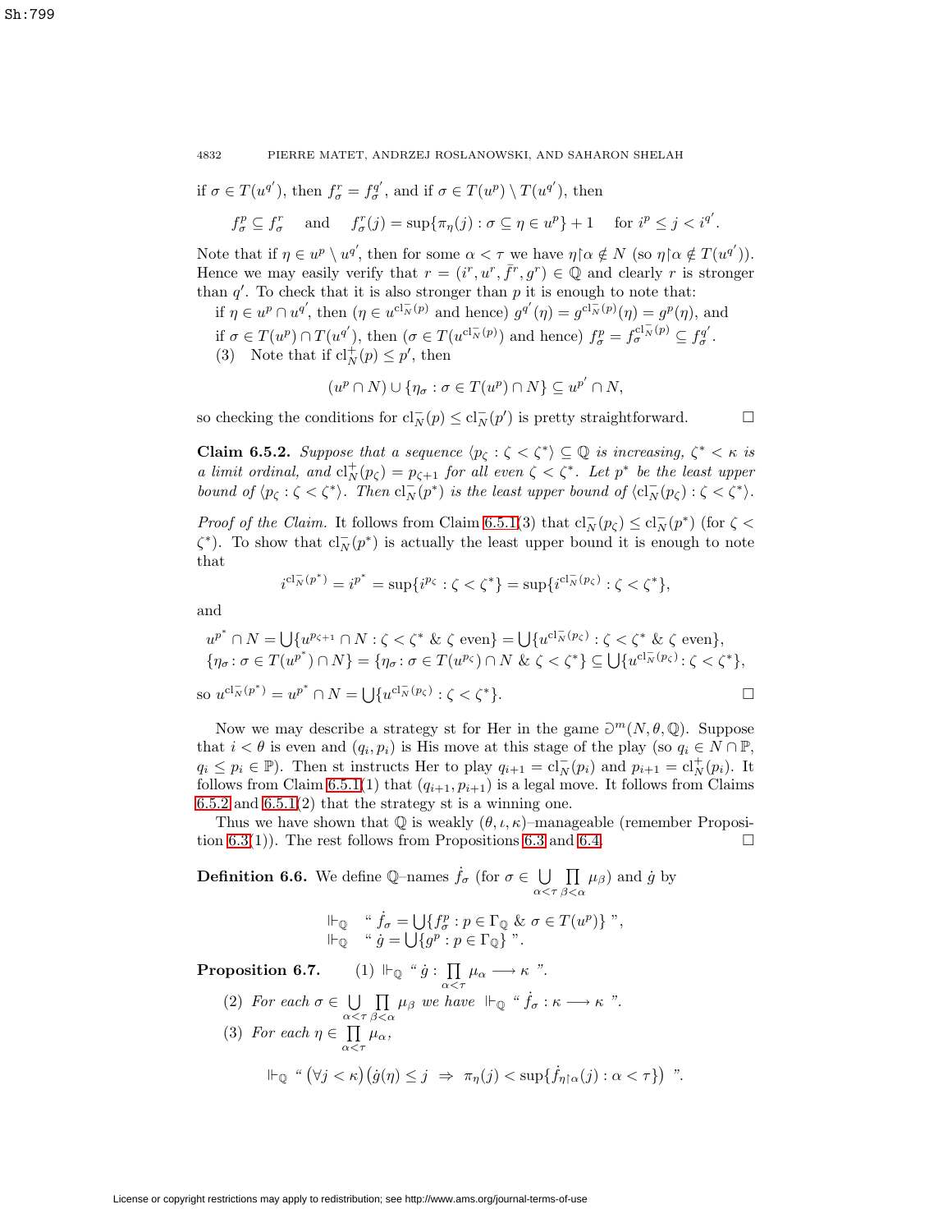if $\sigma \in T(u^{q'})$, then $f^r_\sigma = f^{q'}_\sigma$, and if $\sigma \in T(u^p) \setminus T(u^{q'})$, then

$$f^p_\sigma \subseteq f^r_\sigma \quad \text{and} \quad f^r_\sigma(j) = \sup\{\pi_\eta(j) : \sigma \subseteq \eta \in u^p\} + 1 \quad \text{for } i^p \le j < i^{q'}.$$

Note that if $\eta \in u^p \setminus u^{q'}$, then for some $\alpha < \tau$ we have $\eta{\restriction}\alpha \notin N$ (so $\eta{\restriction}\alpha \notin T(u^{q'})$). Hence we may easily verify that $r = (i^r, u^r, \bar{f}^r, g^r) \in \mathbb{Q}$ and clearly $r$ is stronger than $q'$. To check that it is also stronger than $p$ it is enough to note that:

if $\eta \in u^p \cap u^{q'}$, then ($\eta \in u^{\mathrm{cl}^-_N(p)}$ and hence) $g^{q'}(\eta) = g^{\mathrm{cl}^-_N(p)}(\eta) = g^p(\eta)$, and

if $\sigma \in T(u^p) \cap T(u^{q'})$, then ($\sigma \in T(u^{\mathrm{cl}^-_N(p)})$ and hence) $f^p_\sigma = f^{\mathrm{cl}^-_N(p)}_\sigma \subseteq f^{q'}_\sigma$.

(3) Note that if $\mathrm{cl}^+_N(p) \le p'$, then

$$(u^p \cap N) \cup \{\eta_\sigma : \sigma \in T(u^p) \cap N\} \subseteq u^{p'} \cap N,$$

so checking the conditions for $\mathrm{cl}^-_N(p) \le \mathrm{cl}^-_N(p')$ is pretty straightforward. $\square$

**Claim 6.5.2.** *Suppose that a sequence $\langle p_\zeta : \zeta < \zeta^* \rangle \subseteq \mathbb{Q}$ is increasing, $\zeta^* < \kappa$ is a limit ordinal, and $\mathrm{cl}^+_N(p_\zeta) = p_{\zeta+1}$ for all even $\zeta < \zeta^*$. Let $p^*$ be the least upper bound of $\langle p_\zeta : \zeta < \zeta^* \rangle$. Then $\mathrm{cl}^-_N(p^*)$ is the least upper bound of $\langle \mathrm{cl}^-_N(p_\zeta) : \zeta < \zeta^* \rangle$.*

*Proof of the Claim.* It follows from Claim 6.5.1(3) that $\mathrm{cl}^-_N(p_\zeta) \le \mathrm{cl}^-_N(p^*)$ (for $\zeta < \zeta^*$). To show that $\mathrm{cl}^-_N(p^*)$ is actually the least upper bound it is enough to note that

$$i^{\mathrm{cl}^-_N(p^*)} = i^{p^*} = \sup\{i^{p_\zeta} : \zeta < \zeta^*\} = \sup\{i^{\mathrm{cl}^-_N(p_\zeta)} : \zeta < \zeta^*\},$$

and

$$u^{p^*} \cap N = \bigcup\{u^{p_{\zeta+1}} \cap N : \zeta < \zeta^* \ \&\ \zeta \text{ even}\} = \bigcup\{u^{\mathrm{cl}^-_N(p_\zeta)} : \zeta < \zeta^* \ \&\ \zeta \text{ even}\},$$
$$\{\eta_\sigma : \sigma \in T(u^{p^*}) \cap N\} = \{\eta_\sigma : \sigma \in T(u^{p_\zeta}) \cap N \ \&\ \zeta < \zeta^*\} \subseteq \bigcup\{u^{\mathrm{cl}^-_N(p_\zeta)} : \zeta < \zeta^*\},$$

so $u^{\mathrm{cl}^-_N(p^*)} = u^{p^*} \cap N = \bigcup\{u^{\mathrm{cl}^-_N(p_\zeta)} : \zeta < \zeta^*\}$. $\square$

Now we may describe a strategy st for Her in the game $\Game^m(N, \theta, \mathbb{Q})$. Suppose that $i < \theta$ is even and $(q_i, p_i)$ is His move at this stage of the play (so $q_i \in N \cap \mathbb{P}$, $q_i \le p_i \in \mathbb{P}$). Then st instructs Her to play $q_{i+1} = \mathrm{cl}^-_N(p_i)$ and $p_{i+1} = \mathrm{cl}^+_N(p_i)$. It follows from Claim 6.5.1(1) that $(q_{i+1}, p_{i+1})$ is a legal move. It follows from Claims 6.5.2 and 6.5.1(2) that the strategy st is a winning one.

Thus we have shown that $\mathbb{Q}$ is weakly $(\theta, \iota, \kappa)$–manageable (remember Proposition 6.3(1)). The rest follows from Propositions 6.3 and 6.4. $\square$

**Definition 6.6.** We define $\mathbb{Q}$–names $\dot{f}_\sigma$ (for $\sigma \in \bigcup\limits_{\alpha<\tau} \prod\limits_{\beta<\alpha} \mu_\beta$) and $\dot{g}$ by

$$\Vdash_{\mathbb{Q}} \text{ “ } \dot{f}_\sigma = \bigcup\{f^p_\sigma : p \in \Gamma_{\mathbb{Q}} \ \&\ \sigma \in T(u^p)\} \text{ ”},$$
$$\Vdash_{\mathbb{Q}} \text{ “ } \dot{g} = \bigcup\{g^p : p \in \Gamma_{\mathbb{Q}}\} \text{ ”}.$$

**Proposition 6.7.** (1) $\Vdash_{\mathbb{Q}}$ “ $\dot{g} : \prod\limits_{\alpha<\tau} \mu_\alpha \longrightarrow \kappa$ ”.

(2) *For each $\sigma \in \bigcup\limits_{\alpha<\tau} \prod\limits_{\beta<\alpha} \mu_\beta$ we have $\Vdash_{\mathbb{Q}}$ “ $\dot{f}_\sigma : \kappa \longrightarrow \kappa$ ”.*

(3) *For each $\eta \in \prod\limits_{\alpha<\tau} \mu_\alpha$,*

$$\Vdash_{\mathbb{Q}} \text{ “ } \big(\forall j < \kappa\big)\big(\dot{g}(\eta) \le j \ \Rightarrow\ \pi_\eta(j) < \sup\{\dot{f}_{\eta\restriction\alpha}(j) : \alpha < \tau\}\big) \text{ ”}.$$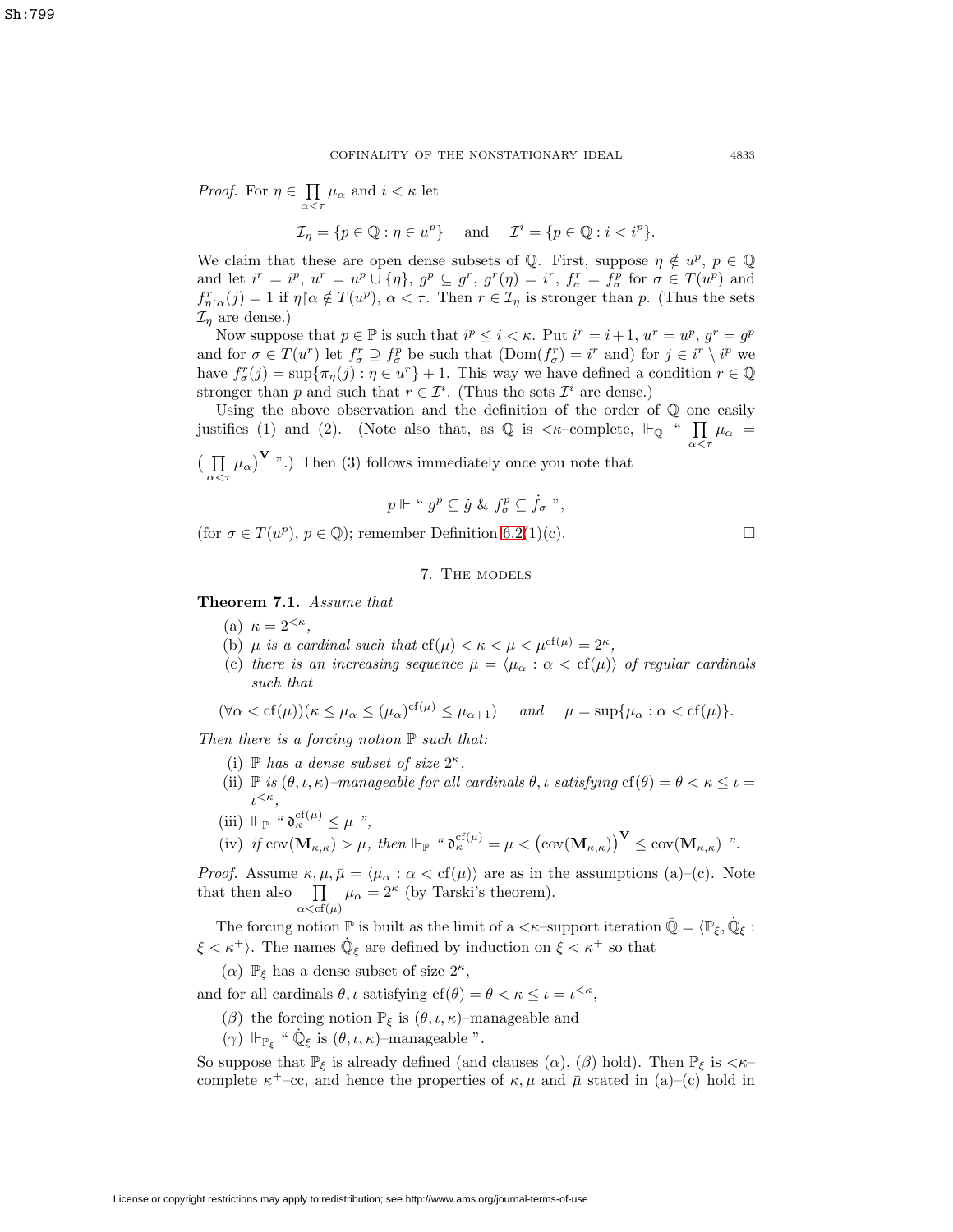*Proof.* For $\eta \in \prod\limits_{\alpha<\tau} \mu_\alpha$ and $i < \kappa$ let

$$\mathcal{I}_\eta = \{p \in \mathbb{Q} : \eta \in u^p\} \quad \text{and} \quad \mathcal{I}^i = \{p \in \mathbb{Q} : i < i^p\}.$$

We claim that these are open dense subsets of $\mathbb{Q}$. First, suppose $\eta \notin u^p$, $p \in \mathbb{Q}$ and let $i^r = i^p$, $u^r = u^p \cup \{\eta\}$, $g^p \subseteq g^r$, $g^r(\eta) = i^r$, $f^r_\sigma = f^p_\sigma$ for $\sigma \in T(u^p)$ and $f^r_{\eta\restriction\alpha}(j) = 1$ if $\eta\restriction\alpha \notin T(u^p)$, $\alpha < \tau$. Then $r \in \mathcal{I}_\eta$ is stronger than $p$. (Thus the sets $\mathcal{I}_\eta$ are dense.)

Now suppose that $p \in \mathbb{P}$ is such that $i^p \le i < \kappa$. Put $i^r = i+1$, $u^r = u^p$, $g^r = g^p$ and for $\sigma \in T(u^r)$ let $f^r_\sigma \supseteq f^p_\sigma$ be such that $(\mathrm{Dom}(f^r_\sigma) = i^r$ and) for $j \in i^r \setminus i^p$ we have $f^r_\sigma(j) = \sup\{\pi_\eta(j) : \eta \in u^r\} + 1$. This way we have defined a condition $r \in \mathbb{Q}$ stronger than $p$ and such that $r \in \mathcal{I}^i$. (Thus the sets $\mathcal{I}^i$ are dense.)

Using the above observation and the definition of the order of $\mathbb{Q}$ one easily justifies (1) and (2). (Note also that, as $\mathbb{Q}$ is $<\kappa$–complete, $\Vdash_{\mathbb{Q}}$ " $\prod\limits_{\alpha<\tau} \mu_\alpha = \big(\prod\limits_{\alpha<\tau} \mu_\alpha\big)^{\mathbf{V}}$ ".) Then (3) follows immediately once you note that

$$p \Vdash \text{" } g^p \subseteq \dot{g} \;\&\; f^p_\sigma \subseteq \dot{f}_\sigma \text{ "},$$

(for $\sigma \in T(u^p)$, $p \in \mathbb{Q}$); remember Definition 6.2(1)(c). $\square$

## 7. The models

**Theorem 7.1.** *Assume that*

(a) $\kappa = 2^{<\kappa}$,

(b) $\mu$ *is a cardinal such that* $\mathrm{cf}(\mu) < \kappa < \mu < \mu^{\mathrm{cf}(\mu)} = 2^\kappa$,

(c) *there is an increasing sequence* $\bar{\mu} = \langle \mu_\alpha : \alpha < \mathrm{cf}(\mu)\rangle$ *of regular cardinals such that*

$$(\forall \alpha < \mathrm{cf}(\mu))(\kappa \le \mu_\alpha \le (\mu_\alpha)^{\mathrm{cf}(\mu)} \le \mu_{\alpha+1}) \quad \text{and} \quad \mu = \sup\{\mu_\alpha : \alpha < \mathrm{cf}(\mu)\}.$$

*Then there is a forcing notion* $\mathbb{P}$ *such that:*

(i) $\mathbb{P}$ *has a dense subset of size* $2^\kappa$,

(ii) $\mathbb{P}$ *is* $(\theta,\iota,\kappa)$*–manageable for all cardinals* $\theta, \iota$ *satisfying* $\mathrm{cf}(\theta) = \theta < \kappa \le \iota = \iota^{<\kappa}$,

(iii) $\Vdash_{\mathbb{P}}$ " $\mathfrak{d}^{\mathrm{cf}(\mu)}_\kappa \le \mu$ ",

(iv) *if* $\mathrm{cov}(\mathbf{M}_{\kappa,\kappa}) > \mu$, *then* $\Vdash_{\mathbb{P}}$ " $\mathfrak{d}^{\mathrm{cf}(\mu)}_\kappa = \mu < \big(\mathrm{cov}(\mathbf{M}_{\kappa,\kappa})\big)^{\mathbf{V}} \le \mathrm{cov}(\mathbf{M}_{\kappa,\kappa})$ ".

*Proof.* Assume $\kappa, \mu, \bar{\mu} = \langle \mu_\alpha : \alpha < \mathrm{cf}(\mu)\rangle$ are as in the assumptions (a)–(c). Note that then also $\prod\limits_{\alpha<\mathrm{cf}(\mu)} \mu_\alpha = 2^\kappa$ (by Tarski's theorem).

The forcing notion $\mathbb{P}$ is built as the limit of a $<\kappa$–support iteration $\bar{\mathbb{Q}} = \langle \mathbb{P}_\xi, \dot{\mathbb{Q}}_\xi : \xi < \kappa^+\rangle$. The names $\dot{\mathbb{Q}}_\xi$ are defined by induction on $\xi < \kappa^+$ so that

($\alpha$) $\mathbb{P}_\xi$ has a dense subset of size $2^\kappa$,

and for all cardinals $\theta, \iota$ satisfying $\mathrm{cf}(\theta) = \theta < \kappa \le \iota = \iota^{<\kappa}$,

($\beta$) the forcing notion $\mathbb{P}_\xi$ is $(\theta,\iota,\kappa)$–manageable and

($\gamma$) $\Vdash_{\mathbb{P}_\xi}$ " $\dot{\mathbb{Q}}_\xi$ is $(\theta,\iota,\kappa)$–manageable ".

So suppose that $\mathbb{P}_\xi$ is already defined (and clauses ($\alpha$), ($\beta$) hold). Then $\mathbb{P}_\xi$ is $<\kappa$–complete $\kappa^+$–cc, and hence the properties of $\kappa, \mu$ and $\bar{\mu}$ stated in (a)–(c) hold in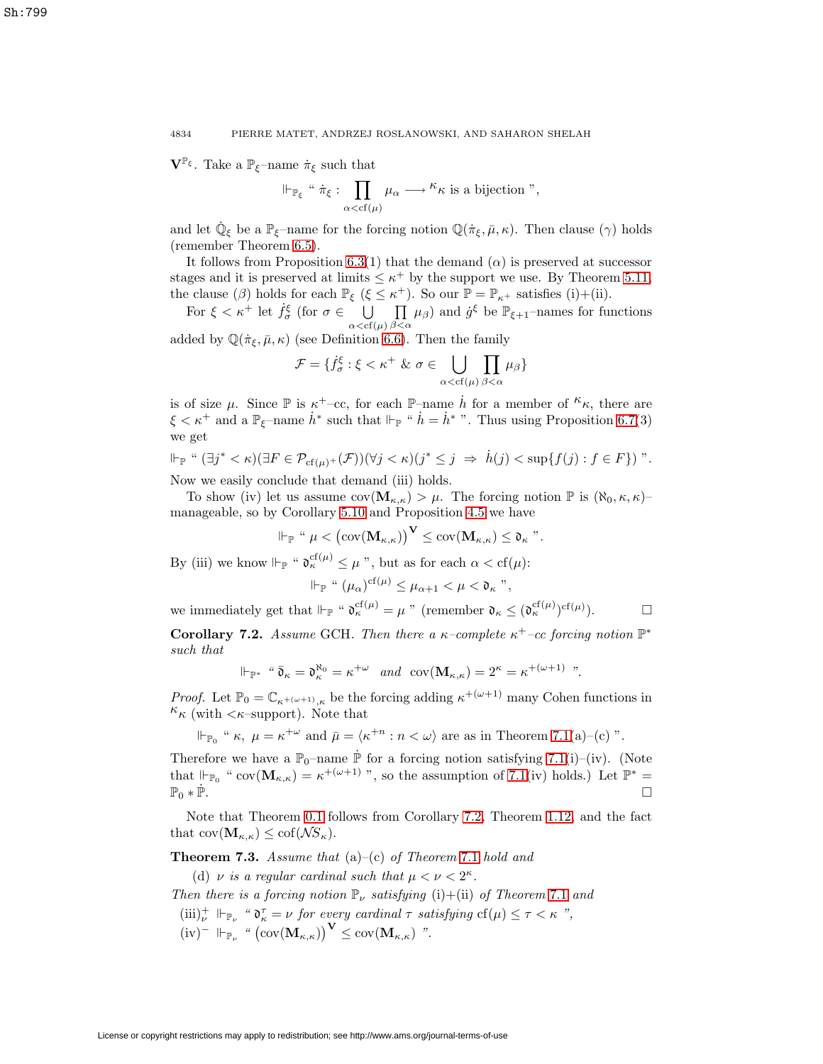$\mathbf{V}^{\mathbb{P}_\xi}$. Take a $\mathbb{P}_\xi$–name $\dot\pi_\xi$ such that

$$\Vdash_{\mathbb{P}_\xi} \text{“ } \dot\pi_\xi : \prod_{\alpha<\mathrm{cf}(\mu)} \mu_\alpha \longrightarrow {}^\kappa\kappa \text{ is a bijection ”},$$

and let $\dot{\mathbb{Q}}_\xi$ be a $\mathbb{P}_\xi$–name for the forcing notion $\mathbb{Q}(\dot\pi_\xi, \bar\mu, \kappa)$. Then clause $(\gamma)$ holds (remember Theorem 6.5).

It follows from Proposition 6.3(1) that the demand $(\alpha)$ is preserved at successor stages and it is preserved at limits $\le \kappa^+$ by the support we use. By Theorem 5.11, the clause $(\beta)$ holds for each $\mathbb{P}_\xi$ $(\xi \le \kappa^+)$. So our $\mathbb{P} = \mathbb{P}_{\kappa^+}$ satisfies (i)+(ii).

For $\xi < \kappa^+$ let $\dot f^\xi_\sigma$ (for $\sigma \in \bigcup\limits_{\alpha<\mathrm{cf}(\mu)} \prod\limits_{\beta<\alpha} \mu_\beta$) and $\dot g^\xi$ be $\mathbb{P}_{\xi+1}$–names for functions added by $\mathbb{Q}(\dot\pi_\xi, \bar\mu, \kappa)$ (see Definition 6.6). Then the family

$$\mathcal{F} = \{\dot f^\xi_\sigma : \xi < \kappa^+ \ \&\ \sigma \in \bigcup_{\alpha<\mathrm{cf}(\mu)} \prod_{\beta<\alpha} \mu_\beta\}$$

is of size $\mu$. Since $\mathbb{P}$ is $\kappa^+$–cc, for each $\mathbb{P}$–name $\dot h$ for a member of ${}^\kappa\kappa$, there are $\xi < \kappa^+$ and a $\mathbb{P}_\xi$–name $\dot h^*$ such that $\Vdash_{\mathbb{P}}$ “ $\dot h = \dot h^*$ ”. Thus using Proposition 6.7(3) we get

$$\Vdash_{\mathbb{P}} \text{“ } (\exists j^* < \kappa)(\exists F \in \mathcal{P}_{\mathrm{cf}(\mu)^+}(\mathcal{F}))(\forall j < \kappa)(j^* \le j \ \Rightarrow\ \dot h(j) < \sup\{f(j) : f \in F\}) \text{ ”}.$$

Now we easily conclude that demand (iii) holds.

To show (iv) let us assume $\mathrm{cov}(\mathbf{M}_{\kappa,\kappa}) > \mu$. The forcing notion $\mathbb{P}$ is $(\aleph_0, \kappa, \kappa)$–manageable, so by Corollary 5.10 and Proposition 4.5 we have

$$\Vdash_{\mathbb{P}} \text{“ } \mu < \big(\mathrm{cov}(\mathbf{M}_{\kappa,\kappa})\big)^{\mathbf{V}} \le \mathrm{cov}(\mathbf{M}_{\kappa,\kappa}) \le \mathfrak{d}_\kappa \text{ ”}.$$

By (iii) we know $\Vdash_{\mathbb{P}}$ “ $\mathfrak{d}^{\mathrm{cf}(\mu)}_\kappa \le \mu$ ”, but as for each $\alpha < \mathrm{cf}(\mu)$:

$$\Vdash_{\mathbb{P}} \text{“ } (\mu_\alpha)^{\mathrm{cf}(\mu)} \le \mu_{\alpha+1} < \mu < \mathfrak{d}_\kappa \text{ ”},$$

we immediately get that $\Vdash_{\mathbb{P}}$ “ $\mathfrak{d}^{\mathrm{cf}(\mu)}_\kappa = \mu$ ” (remember $\mathfrak{d}_\kappa \le (\mathfrak{d}^{\mathrm{cf}(\mu)}_\kappa)^{\mathrm{cf}(\mu)}$). $\square$

**Corollary 7.2.** *Assume* GCH. *Then there a $\kappa$–complete $\kappa^+$–cc forcing notion $\mathbb{P}^*$ such that*

$$\Vdash_{\mathbb{P}^*} \text{“ } \bar{\mathfrak{d}}_\kappa = \mathfrak{d}^{\aleph_0}_\kappa = \kappa^{+\omega} \ \text{ and } \ \mathrm{cov}(\mathbf{M}_{\kappa,\kappa}) = 2^\kappa = \kappa^{+(\omega+1)} \text{ ”}.$$

*Proof.* Let $\mathbb{P}_0 = \mathbb{C}_{\kappa^{+(\omega+1)},\kappa}$ be the forcing adding $\kappa^{+(\omega+1)}$ many Cohen functions in ${}^\kappa\kappa$ (with $<\!\kappa$–support). Note that

$$\Vdash_{\mathbb{P}_0} \text{“ } \kappa,\ \mu = \kappa^{+\omega} \text{ and } \bar\mu = \langle \kappa^{+n} : n < \omega\rangle \text{ are as in Theorem 7.1(a)–(c) ”}.$$

Therefore we have a $\mathbb{P}_0$–name $\dot{\mathbb{P}}$ for a forcing notion satisfying 7.1(i)–(iv). (Note that $\Vdash_{\mathbb{P}_0}$ “ $\mathrm{cov}(\mathbf{M}_{\kappa,\kappa}) = \kappa^{+(\omega+1)}$ ”, so the assumption of 7.1(iv) holds.) Let $\mathbb{P}^* = \mathbb{P}_0 * \dot{\mathbb{P}}$. $\square$

Note that Theorem 0.1 follows from Corollary 7.2, Theorem 1.12, and the fact that $\mathrm{cov}(\mathbf{M}_{\kappa,\kappa}) \le \mathrm{cof}(\mathcal{NS}_\kappa)$.

**Theorem 7.3.** *Assume that* (a)–(c) *of Theorem 7.1 hold and*

(d) *$\nu$ is a regular cardinal such that $\mu < \nu < 2^\kappa$.*

*Then there is a forcing notion $\mathbb{P}_\nu$ satisfying* (i)+(ii) *of Theorem 7.1 and*

$(\mathrm{iii})^+_\nu$ $\Vdash_{\mathbb{P}_\nu}$ “ *$\mathfrak{d}^\tau_\kappa = \nu$ for every cardinal $\tau$ satisfying $\mathrm{cf}(\mu) \le \tau < \kappa$* ”,

$(\mathrm{iv})^-$ $\Vdash_{\mathbb{P}_\nu}$ “ $\big(\mathrm{cov}(\mathbf{M}_{\kappa,\kappa})\big)^{\mathbf{V}} \le \mathrm{cov}(\mathbf{M}_{\kappa,\kappa})$ ”.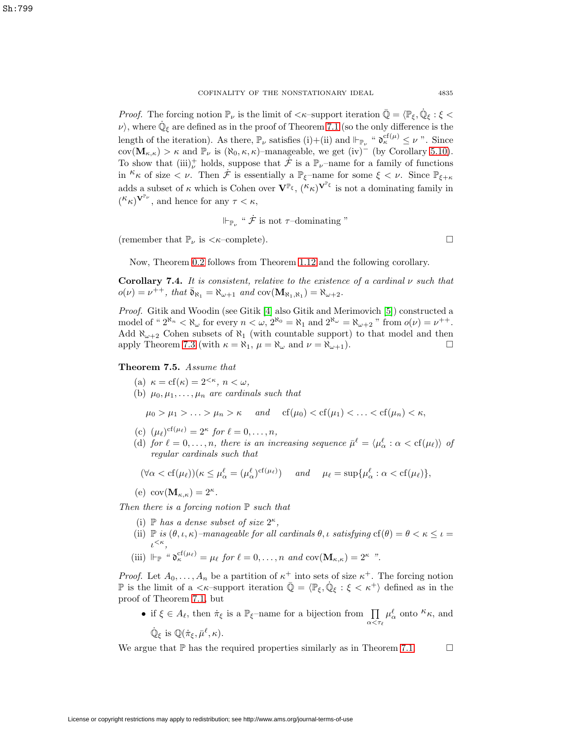*Proof.* The forcing notion $\mathbb{P}_\nu$ is the limit of $<\kappa$–support iteration $\bar{\mathbb{Q}} = \langle \mathbb{P}_\xi, \dot{\mathbb{Q}}_\xi : \xi < \nu \rangle$, where $\dot{\mathbb{Q}}_\xi$ are defined as in the proof of Theorem 7.1 (so the only difference is the length of the iteration). As there, $\mathbb{P}_\nu$ satisfies (i)+(ii) and $\Vdash_{\mathbb{P}_\nu}$ " $\mathfrak{d}_\kappa^{\mathrm{cf}(\mu)} \leq \nu$ ". Since $\mathrm{cov}(\mathbf{M}_{\kappa,\kappa}) > \kappa$ and $\mathbb{P}_\nu$ is $(\aleph_0, \kappa, \kappa)$–manageable, we get (iv)$^-$ (by Corollary 5.10). To show that (iii)$^+_\nu$ holds, suppose that $\dot{\mathcal{F}}$ is a $\mathbb{P}_\nu$–name for a family of functions in ${}^\kappa\kappa$ of size $< \nu$. Then $\dot{\mathcal{F}}$ is essentially a $\mathbb{P}_\xi$–name for some $\xi < \nu$. Since $\mathbb{P}_{\xi+\kappa}$ adds a subset of $\kappa$ which is Cohen over $\mathbf{V}^{\mathbb{P}_\xi}$, $({}^\kappa\kappa)^{\mathbf{V}^{\mathbb{P}_\xi}}$ is not a dominating family in $({}^\kappa\kappa)^{\mathbf{V}^{\mathbb{P}_\nu}}$, and hence for any $\tau < \kappa$,

$$\Vdash_{\mathbb{P}_\nu} \text{" } \dot{\mathcal{F}} \text{ is not } \tau\text{–dominating "}$$

(remember that $\mathbb{P}_\nu$ is $<\kappa$–complete). □

Now, Theorem 0.2 follows from Theorem 1.12 and the following corollary.

**Corollary 7.4.** *It is consistent, relative to the existence of a cardinal $\nu$ such that $o(\nu) = \nu^{++}$, that $\bar{\mathfrak{d}}_{\aleph_1} = \aleph_{\omega+1}$ and $\mathrm{cov}(\mathbf{M}_{\aleph_1,\aleph_1}) = \aleph_{\omega+2}$.*

*Proof.* Gitik and Woodin (see Gitik [4] also Gitik and Merimovich [5]) constructed a model of " $2^{\aleph_n} < \aleph_\omega$ for every $n < \omega$, $2^{\aleph_0} = \aleph_1$ and $2^{\aleph_\omega} = \aleph_{\omega+2}$ " from $o(\nu) = \nu^{++}$. Add $\aleph_{\omega+2}$ Cohen subsets of $\aleph_1$ (with countable support) to that model and then apply Theorem 7.3 (with $\kappa = \aleph_1$, $\mu = \aleph_\omega$ and $\nu = \aleph_{\omega+1}$). □

**Theorem 7.5.** *Assume that*

(a) $\kappa = \mathrm{cf}(\kappa) = 2^{<\kappa}$, $n < \omega$,

(b) *$\mu_0, \mu_1, \ldots, \mu_n$ are cardinals such that*

$$\mu_0 > \mu_1 > \ldots > \mu_n > \kappa \quad \text{ and } \quad \mathrm{cf}(\mu_0) < \mathrm{cf}(\mu_1) < \ldots < \mathrm{cf}(\mu_n) < \kappa,$$

(c) $(\mu_\ell)^{\mathrm{cf}(\mu_\ell)} = 2^\kappa$ *for* $\ell = 0, \ldots, n$,

(d) *for $\ell = 0, \ldots, n$, there is an increasing sequence $\bar{\mu}^\ell = \langle \mu^\ell_\alpha : \alpha < \mathrm{cf}(\mu_\ell) \rangle$ of regular cardinals such that*

$$(\forall \alpha < \mathrm{cf}(\mu_\ell))(\kappa \leq \mu^\ell_\alpha = (\mu^\ell_\alpha)^{\mathrm{cf}(\mu_\ell)}) \quad \text{ and } \quad \mu_\ell = \sup\{\mu^\ell_\alpha : \alpha < \mathrm{cf}(\mu_\ell)\},$$

(e) $\mathrm{cov}(\mathbf{M}_{\kappa,\kappa}) = 2^\kappa$.

*Then there is a forcing notion $\mathbb{P}$ such that*

(i) *$\mathbb{P}$ has a dense subset of size $2^\kappa$,*

(ii) *$\mathbb{P}$ is $(\theta, \iota, \kappa)$–manageable for all cardinals $\theta, \iota$ satisfying $\mathrm{cf}(\theta) = \theta < \kappa \leq \iota = \iota^{<\kappa}$,*

(iii) $\Vdash_{\mathbb{P}}$ " $\mathfrak{d}_\kappa^{\mathrm{cf}(\mu_\ell)} = \mu_\ell$ *for* $\ell = 0, \ldots, n$ *and* $\mathrm{cov}(\mathbf{M}_{\kappa,\kappa}) = 2^\kappa$ ".

*Proof.* Let $A_0, \ldots, A_n$ be a partition of $\kappa^+$ into sets of size $\kappa^+$. The forcing notion $\mathbb{P}$ is the limit of a $<\kappa$–support iteration $\bar{\mathbb{Q}} = \langle \mathbb{P}_\xi, \dot{\mathbb{Q}}_\xi : \xi < \kappa^+ \rangle$ defined as in the proof of Theorem 7.1, but

- if $\xi \in A_\ell$, then $\dot{\pi}_\xi$ is a $\mathbb{P}_\xi$–name for a bijection from $\prod\limits_{\alpha < \tau_\ell} \mu^\ell_\alpha$ onto ${}^\kappa\kappa$, and $\dot{\mathbb{Q}}_\xi$ is $\mathbb{Q}(\dot{\pi}_\xi, \bar{\mu}^\ell, \kappa)$.

We argue that $\mathbb{P}$ has the required properties similarly as in Theorem 7.1. □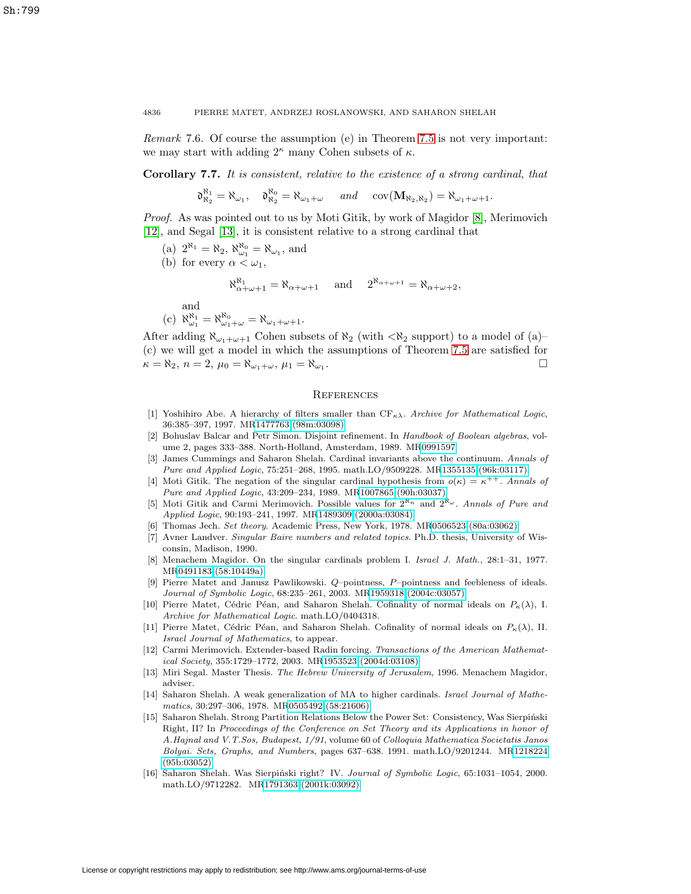*Remark* 7.6. Of course the assumption (e) in Theorem 7.5 is not very important: we may start with adding $2^\kappa$ many Cohen subsets of $\kappa$.

**Corollary 7.7.** *It is consistent, relative to the existence of a strong cardinal, that*

$$\mathfrak{d}^{\aleph_1}_{\aleph_2} = \aleph_{\omega_1}, \quad \mathfrak{d}^{\aleph_0}_{\aleph_2} = \aleph_{\omega_1+\omega} \quad \textit{and} \quad \mathrm{cov}(\mathbf{M}_{\aleph_2,\aleph_2}) = \aleph_{\omega_1+\omega+1}.$$

*Proof.* As was pointed out to us by Moti Gitik, by work of Magidor [8], Merimovich [12], and Segal [13], it is consistent relative to a strong cardinal that

(a) $2^{\aleph_1} = \aleph_2$, $\aleph_{\omega_1}^{\aleph_0} = \aleph_{\omega_1}$, and

(b) for every $\alpha < \omega_1$,

$$\aleph_{\alpha+\omega+1}^{\aleph_1} = \aleph_{\alpha+\omega+1} \quad \text{and} \quad 2^{\aleph_{\alpha+\omega+1}} = \aleph_{\alpha+\omega+2},$$

and

(c) $\aleph_{\omega_1}^{\aleph_1} = \aleph_{\omega_1+\omega}^{\aleph_0} = \aleph_{\omega_1+\omega+1}$.

After adding $\aleph_{\omega_1+\omega+1}$ Cohen subsets of $\aleph_2$ (with $<\aleph_2$ support) to a model of (a)–(c) we will get a model in which the assumptions of Theorem 7.5 are satisfied for $\kappa = \aleph_2$, $n = 2$, $\mu_0 = \aleph_{\omega_1+\omega}$, $\mu_1 = \aleph_{\omega_1}$. □

## References

[1] Yoshihiro Abe. A hierarchy of filters smaller than $\mathrm{CF}_{\kappa\lambda}$. *Archive for Mathematical Logic*, 36:385–397, 1997. MR1477763 (98m:03098)

[2] Bohuslav Balcar and Petr Simon. Disjoint refinement. In *Handbook of Boolean algebras*, volume 2, pages 333–388. North-Holland, Amsterdam, 1989. MR0991597

[3] James Cummings and Saharon Shelah. Cardinal invariants above the continuum. *Annals of Pure and Applied Logic*, 75:251–268, 1995. math.LO/9509228. MR1355135 (96k:03117)

[4] Moti Gitik. The negation of the singular cardinal hypothesis from $o(\kappa) = \kappa^{++}$. *Annals of Pure and Applied Logic*, 43:209–234, 1989. MR1007865 (90h:03037)

[5] Moti Gitik and Carmi Merimovich. Possible values for $2^{\aleph_n}$ and $2^{\aleph_\omega}$. *Annals of Pure and Applied Logic*, 90:193–241, 1997. MR1489309 (2000a:03084)

[6] Thomas Jech. *Set theory*. Academic Press, New York, 1978. MR0506523 (80a:03062)

[7] Avner Landver. *Singular Baire numbers and related topics*. Ph.D. thesis, University of Wisconsin, Madison, 1990.

[8] Menachem Magidor. On the singular cardinals problem I. *Israel J. Math.*, 28:1–31, 1977. MR0491183 (58:10449a)

[9] Pierre Matet and Janusz Pawlikowski. $Q$–pointness, $P$–pointness and feebleness of ideals. *Journal of Symbolic Logic*, 68:235–261, 2003. MR1959318 (2004c:03057)

[10] Pierre Matet, Cédric Péan, and Saharon Shelah. Cofinality of normal ideals on $P_\kappa(\lambda)$, I. *Archive for Mathematical Logic*. math.LO/0404318.

[11] Pierre Matet, Cédric Péan, and Saharon Shelah. Cofinality of normal ideals on $P_\kappa(\lambda)$, II. *Israel Journal of Mathematics*, to appear.

[12] Carmi Merimovich. Extender-based Radin forcing. *Transactions of the American Mathematical Society*, 355:1729–1772, 2003. MR1953523 (2004d:03108)

[13] Miri Segal. Master Thesis. *The Hebrew University of Jerusalem*, 1996. Menachem Magidor, adviser.

[14] Saharon Shelah. A weak generalization of MA to higher cardinals. *Israel Journal of Mathematics*, 30:297–306, 1978. MR0505492 (58:21606)

[15] Saharon Shelah. Strong Partition Relations Below the Power Set: Consistency, Was Sierpiński Right, II? In *Proceedings of the Conference on Set Theory and its Applications in honor of A.Hajnal and V.T.Sos, Budapest, 1/91*, volume 60 of *Colloquia Mathematica Societatis Janos Bolyai. Sets, Graphs, and Numbers*, pages 637–638. 1991. math.LO/9201244. MR1218224 (95b:03052)

[16] Saharon Shelah. Was Sierpiński right? IV. *Journal of Symbolic Logic*, 65:1031–1054, 2000. math.LO/9712282. MR1791363 (2001k:03092)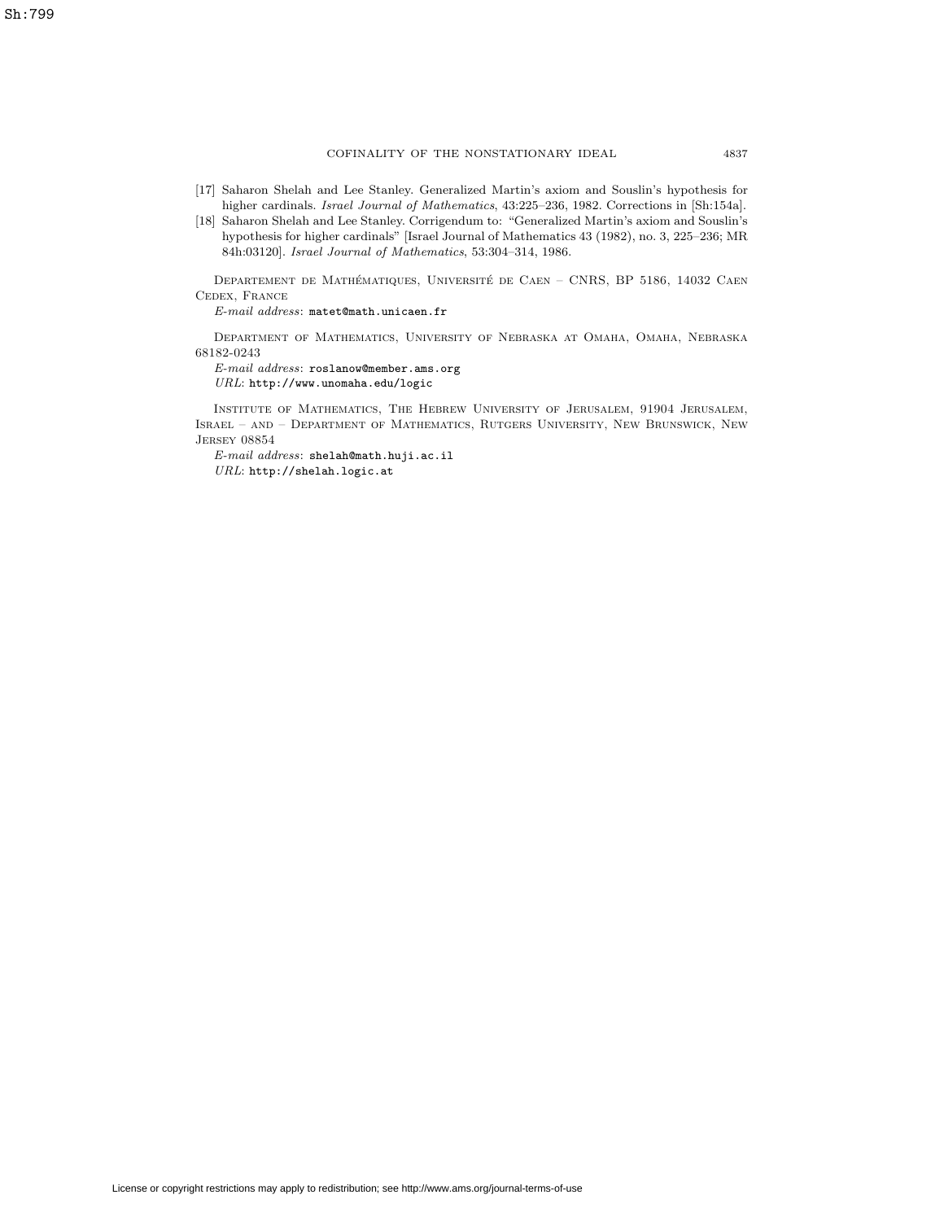[17] Saharon Shelah and Lee Stanley. Generalized Martin's axiom and Souslin's hypothesis for higher cardinals. *Israel Journal of Mathematics*, 43:225–236, 1982. Corrections in [Sh:154a].

[18] Saharon Shelah and Lee Stanley. Corrigendum to: "Generalized Martin's axiom and Souslin's hypothesis for higher cardinals" [Israel Journal of Mathematics 43 (1982), no. 3, 225–236; MR 84h:03120]. *Israel Journal of Mathematics*, 53:304–314, 1986.

Departement de Mathématiques, Université de Caen – CNRS, BP 5186, 14032 Caen Cedex, France

*E-mail address*: matet@math.unicaen.fr

Department of Mathematics, University of Nebraska at Omaha, Omaha, Nebraska 68182-0243

*E-mail address*: roslanow@member.ams.org
*URL*: http://www.unomaha.edu/logic

Institute of Mathematics, The Hebrew University of Jerusalem, 91904 Jerusalem, Israel – and – Department of Mathematics, Rutgers University, New Brunswick, New Jersey 08854

*E-mail address*: shelah@math.huji.ac.il
*URL*: http://shelah.logic.at